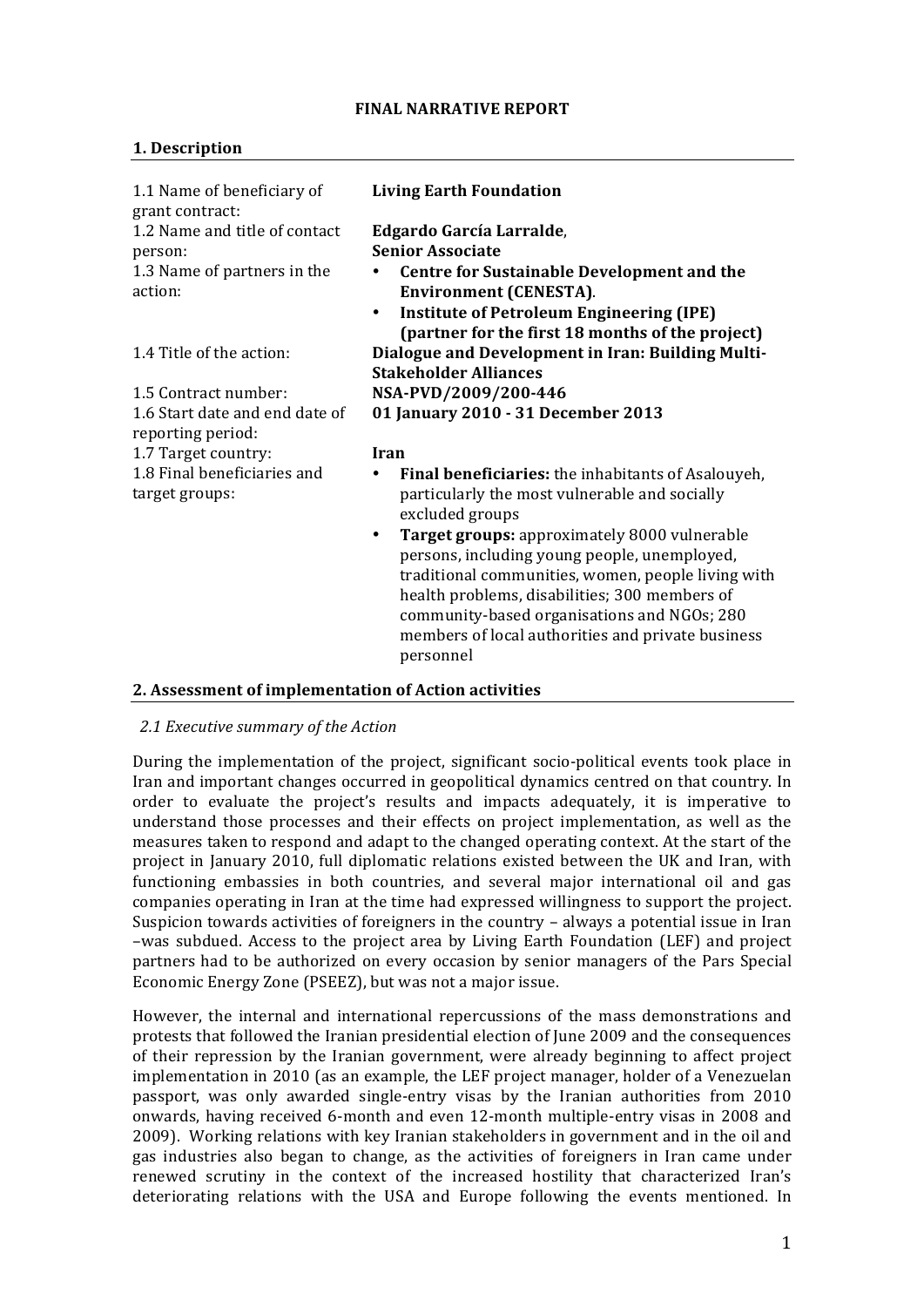# FINAL NARRATIVE REPORT

## 1. Description

| | |
|---|---|
| 1.1 Name of beneficiary of grant contract: | **Living Earth Foundation** |
| 1.2 Name and title of contact person: | **Edgardo García Larralde**, **Senior Associate** |
| 1.3 Name of partners in the action: | • **Centre for Sustainable Development and the Environment (CENESTA)**.<br>• **Institute of Petroleum Engineering (IPE) (partner for the first 18 months of the project)** |
| 1.4 Title of the action: | **Dialogue and Development in Iran: Building Multi-Stakeholder Alliances** |
| 1.5 Contract number: | **NSA-PVD/2009/200-446** |
| 1.6 Start date and end date of reporting period: | **01 January 2010 - 31 December 2013** |
| 1.7 Target country: | **Iran** |
| 1.8 Final beneficiaries and target groups: | • **Final beneficiaries:** the inhabitants of Asalouyeh, particularly the most vulnerable and socially excluded groups<br>• **Target groups:** approximately 8000 vulnerable persons, including young people, unemployed, traditional communities, women, people living with health problems, disabilities; 300 members of community-based organisations and NGOs; 280 members of local authorities and private business personnel |

## 2. Assessment of implementation of Action activities

### *2.1 Executive summary of the Action*

During the implementation of the project, significant socio-political events took place in Iran and important changes occurred in geopolitical dynamics centred on that country. In order to evaluate the project's results and impacts adequately, it is imperative to understand those processes and their effects on project implementation, as well as the measures taken to respond and adapt to the changed operating context. At the start of the project in January 2010, full diplomatic relations existed between the UK and Iran, with functioning embassies in both countries, and several major international oil and gas companies operating in Iran at the time had expressed willingness to support the project. Suspicion towards activities of foreigners in the country – always a potential issue in Iran –was subdued. Access to the project area by Living Earth Foundation (LEF) and project partners had to be authorized on every occasion by senior managers of the Pars Special Economic Energy Zone (PSEEZ), but was not a major issue.

However, the internal and international repercussions of the mass demonstrations and protests that followed the Iranian presidential election of June 2009 and the consequences of their repression by the Iranian government, were already beginning to affect project implementation in 2010 (as an example, the LEF project manager, holder of a Venezuelan passport, was only awarded single-entry visas by the Iranian authorities from 2010 onwards, having received 6-month and even 12-month multiple-entry visas in 2008 and 2009). Working relations with key Iranian stakeholders in government and in the oil and gas industries also began to change, as the activities of foreigners in Iran came under renewed scrutiny in the context of the increased hostility that characterized Iran's deteriorating relations with the USA and Europe following the events mentioned. In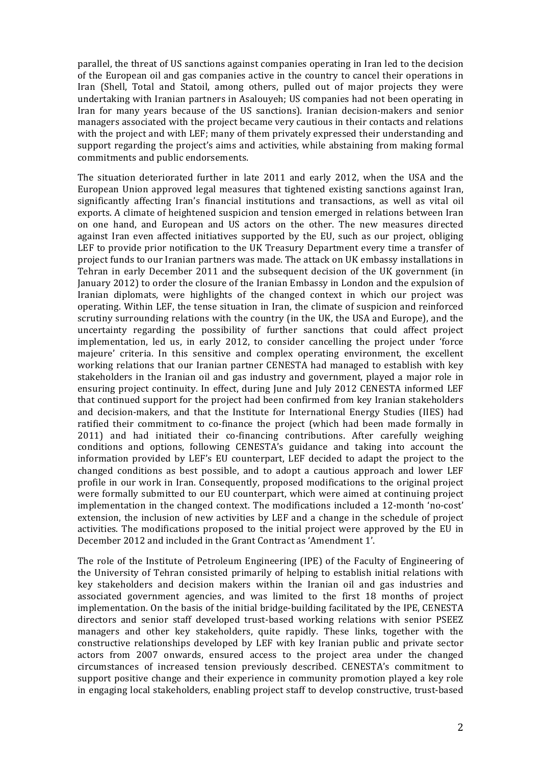parallel, the threat of US sanctions against companies operating in Iran led to the decision of the European oil and gas companies active in the country to cancel their operations in Iran (Shell, Total and Statoil, among others, pulled out of major projects they were undertaking with Iranian partners in Asalouyeh; US companies had not been operating in Iran for many years because of the US sanctions). Iranian decision-makers and senior managers associated with the project became very cautious in their contacts and relations with the project and with LEF; many of them privately expressed their understanding and support regarding the project's aims and activities, while abstaining from making formal commitments and public endorsements.

The situation deteriorated further in late 2011 and early 2012, when the USA and the European Union approved legal measures that tightened existing sanctions against Iran, significantly affecting Iran's financial institutions and transactions, as well as vital oil exports. A climate of heightened suspicion and tension emerged in relations between Iran on one hand, and European and US actors on the other. The new measures directed against Iran even affected initiatives supported by the EU, such as our project, obliging LEF to provide prior notification to the UK Treasury Department every time a transfer of project funds to our Iranian partners was made. The attack on UK embassy installations in Tehran in early December 2011 and the subsequent decision of the UK government (in January 2012) to order the closure of the Iranian Embassy in London and the expulsion of Iranian diplomats, were highlights of the changed context in which our project was operating. Within LEF, the tense situation in Iran, the climate of suspicion and reinforced scrutiny surrounding relations with the country (in the UK, the USA and Europe), and the uncertainty regarding the possibility of further sanctions that could affect project implementation, led us, in early 2012, to consider cancelling the project under 'force majeure' criteria. In this sensitive and complex operating environment, the excellent working relations that our Iranian partner CENESTA had managed to establish with key stakeholders in the Iranian oil and gas industry and government, played a major role in ensuring project continuity. In effect, during June and July 2012 CENESTA informed LEF that continued support for the project had been confirmed from key Iranian stakeholders and decision-makers, and that the Institute for International Energy Studies (IIES) had ratified their commitment to co-finance the project (which had been made formally in 2011) and had initiated their co-financing contributions. After carefully weighing conditions and options, following CENESTA's guidance and taking into account the information provided by LEF's EU counterpart, LEF decided to adapt the project to the changed conditions as best possible, and to adopt a cautious approach and lower LEF profile in our work in Iran. Consequently, proposed modifications to the original project were formally submitted to our EU counterpart, which were aimed at continuing project implementation in the changed context. The modifications included a 12-month 'no-cost' extension, the inclusion of new activities by LEF and a change in the schedule of project activities. The modifications proposed to the initial project were approved by the EU in December 2012 and included in the Grant Contract as 'Amendment 1'.

The role of the Institute of Petroleum Engineering (IPE) of the Faculty of Engineering of the University of Tehran consisted primarily of helping to establish initial relations with key stakeholders and decision makers within the Iranian oil and gas industries and associated government agencies, and was limited to the first 18 months of project implementation. On the basis of the initial bridge-building facilitated by the IPE, CENESTA directors and senior staff developed trust-based working relations with senior PSEEZ managers and other key stakeholders, quite rapidly. These links, together with the constructive relationships developed by LEF with key Iranian public and private sector actors from 2007 onwards, ensured access to the project area under the changed circumstances of increased tension previously described. CENESTA's commitment to support positive change and their experience in community promotion played a key role in engaging local stakeholders, enabling project staff to develop constructive, trust-based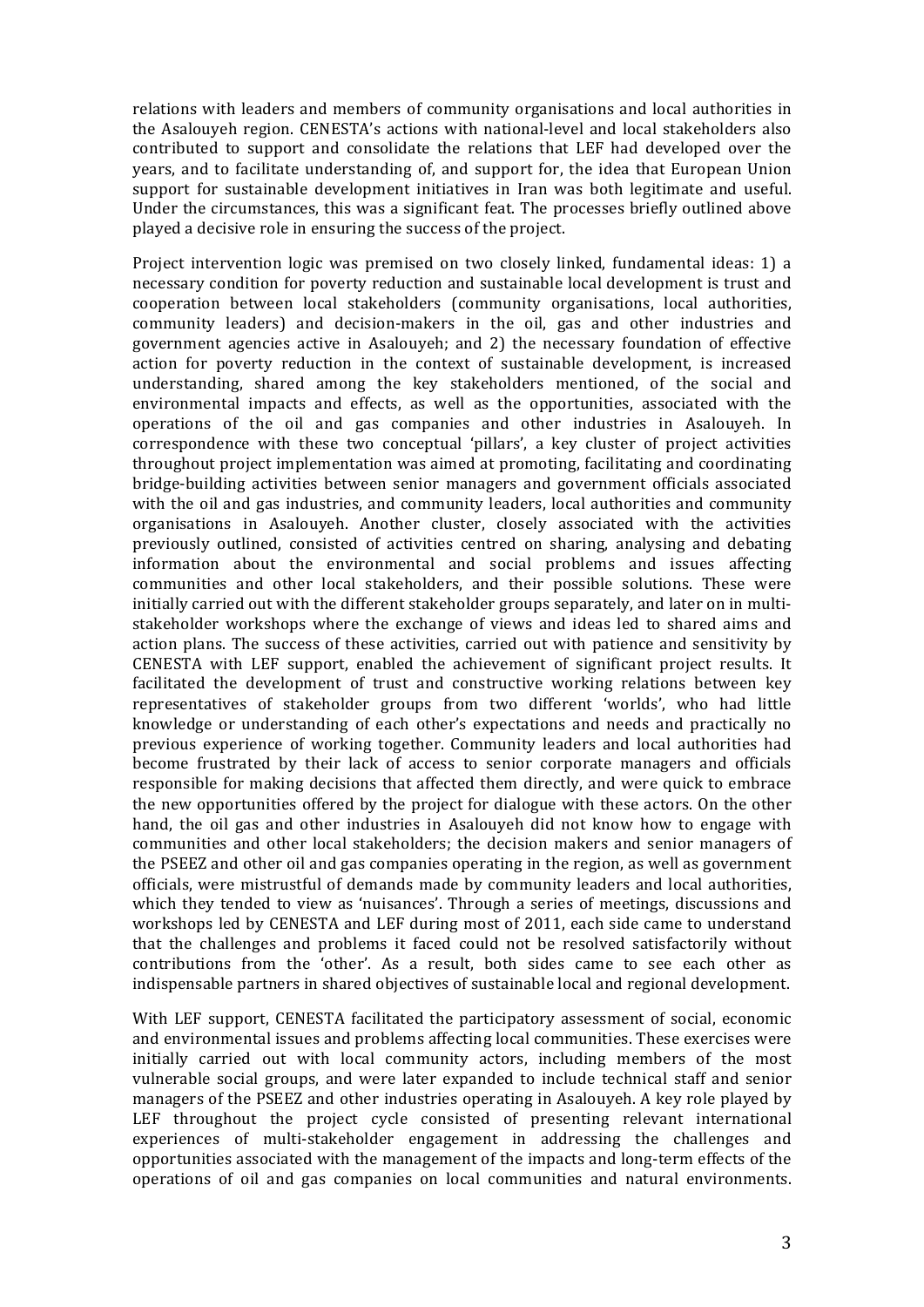relations with leaders and members of community organisations and local authorities in the Asalouyeh region. CENESTA's actions with national-level and local stakeholders also contributed to support and consolidate the relations that LEF had developed over the years, and to facilitate understanding of, and support for, the idea that European Union support for sustainable development initiatives in Iran was both legitimate and useful. Under the circumstances, this was a significant feat. The processes briefly outlined above played a decisive role in ensuring the success of the project.

Project intervention logic was premised on two closely linked, fundamental ideas: 1) a necessary condition for poverty reduction and sustainable local development is trust and cooperation between local stakeholders (community organisations, local authorities, community leaders) and decision-makers in the oil, gas and other industries and government agencies active in Asalouyeh; and 2) the necessary foundation of effective action for poverty reduction in the context of sustainable development, is increased understanding, shared among the key stakeholders mentioned, of the social and environmental impacts and effects, as well as the opportunities, associated with the operations of the oil and gas companies and other industries in Asalouyeh. In correspondence with these two conceptual 'pillars', a key cluster of project activities throughout project implementation was aimed at promoting, facilitating and coordinating bridge-building activities between senior managers and government officials associated with the oil and gas industries, and community leaders, local authorities and community organisations in Asalouyeh. Another cluster, closely associated with the activities previously outlined, consisted of activities centred on sharing, analysing and debating information about the environmental and social problems and issues affecting communities and other local stakeholders, and their possible solutions. These were initially carried out with the different stakeholder groups separately, and later on in multi-stakeholder workshops where the exchange of views and ideas led to shared aims and action plans. The success of these activities, carried out with patience and sensitivity by CENESTA with LEF support, enabled the achievement of significant project results. It facilitated the development of trust and constructive working relations between key representatives of stakeholder groups from two different 'worlds', who had little knowledge or understanding of each other's expectations and needs and practically no previous experience of working together. Community leaders and local authorities had become frustrated by their lack of access to senior corporate managers and officials responsible for making decisions that affected them directly, and were quick to embrace the new opportunities offered by the project for dialogue with these actors. On the other hand, the oil gas and other industries in Asalouyeh did not know how to engage with communities and other local stakeholders; the decision makers and senior managers of the PSEEZ and other oil and gas companies operating in the region, as well as government officials, were mistrustful of demands made by community leaders and local authorities, which they tended to view as 'nuisances'. Through a series of meetings, discussions and workshops led by CENESTA and LEF during most of 2011, each side came to understand that the challenges and problems it faced could not be resolved satisfactorily without contributions from the 'other'. As a result, both sides came to see each other as indispensable partners in shared objectives of sustainable local and regional development.

With LEF support, CENESTA facilitated the participatory assessment of social, economic and environmental issues and problems affecting local communities. These exercises were initially carried out with local community actors, including members of the most vulnerable social groups, and were later expanded to include technical staff and senior managers of the PSEEZ and other industries operating in Asalouyeh. A key role played by LEF throughout the project cycle consisted of presenting relevant international experiences of multi-stakeholder engagement in addressing the challenges and opportunities associated with the management of the impacts and long-term effects of the operations of oil and gas companies on local communities and natural environments.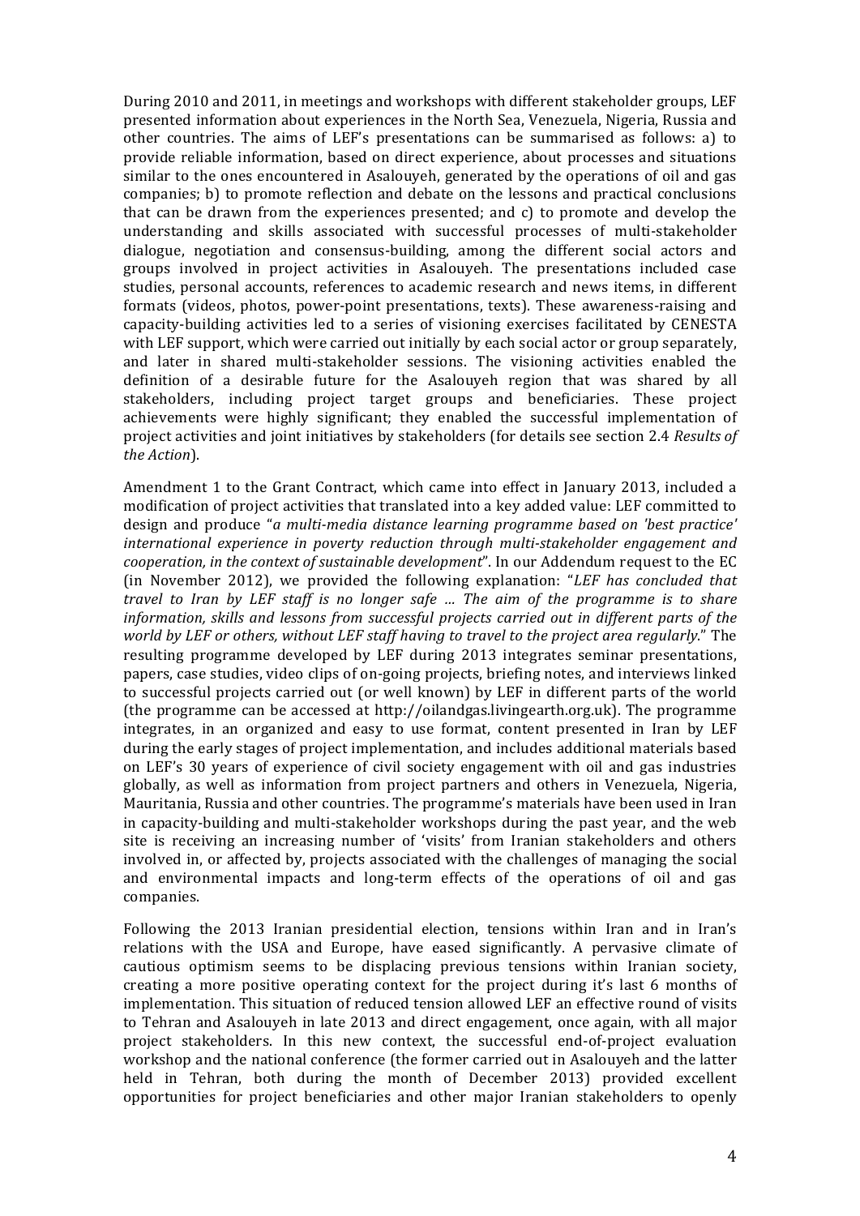During 2010 and 2011, in meetings and workshops with different stakeholder groups, LEF presented information about experiences in the North Sea, Venezuela, Nigeria, Russia and other countries. The aims of LEF's presentations can be summarised as follows: a) to provide reliable information, based on direct experience, about processes and situations similar to the ones encountered in Asalouyeh, generated by the operations of oil and gas companies; b) to promote reflection and debate on the lessons and practical conclusions that can be drawn from the experiences presented; and c) to promote and develop the understanding and skills associated with successful processes of multi-stakeholder dialogue, negotiation and consensus-building, among the different social actors and groups involved in project activities in Asalouyeh. The presentations included case studies, personal accounts, references to academic research and news items, in different formats (videos, photos, power-point presentations, texts). These awareness-raising and capacity-building activities led to a series of visioning exercises facilitated by CENESTA with LEF support, which were carried out initially by each social actor or group separately, and later in shared multi-stakeholder sessions. The visioning activities enabled the definition of a desirable future for the Asalouyeh region that was shared by all stakeholders, including project target groups and beneficiaries. These project achievements were highly significant; they enabled the successful implementation of project activities and joint initiatives by stakeholders (for details see section 2.4 *Results of the Action*).

Amendment 1 to the Grant Contract, which came into effect in January 2013, included a modification of project activities that translated into a key added value: LEF committed to design and produce "*a multi-media distance learning programme based on 'best practice' international experience in poverty reduction through multi-stakeholder engagement and cooperation, in the context of sustainable development*". In our Addendum request to the EC (in November 2012), we provided the following explanation: "*LEF has concluded that travel to Iran by LEF staff is no longer safe ... The aim of the programme is to share information, skills and lessons from successful projects carried out in different parts of the world by LEF or others, without LEF staff having to travel to the project area regularly*." The resulting programme developed by LEF during 2013 integrates seminar presentations, papers, case studies, video clips of on-going projects, briefing notes, and interviews linked to successful projects carried out (or well known) by LEF in different parts of the world (the programme can be accessed at http://oilandgas.livingearth.org.uk). The programme integrates, in an organized and easy to use format, content presented in Iran by LEF during the early stages of project implementation, and includes additional materials based on LEF's 30 years of experience of civil society engagement with oil and gas industries globally, as well as information from project partners and others in Venezuela, Nigeria, Mauritania, Russia and other countries. The programme's materials have been used in Iran in capacity-building and multi-stakeholder workshops during the past year, and the web site is receiving an increasing number of 'visits' from Iranian stakeholders and others involved in, or affected by, projects associated with the challenges of managing the social and environmental impacts and long-term effects of the operations of oil and gas companies.

Following the 2013 Iranian presidential election, tensions within Iran and in Iran's relations with the USA and Europe, have eased significantly. A pervasive climate of cautious optimism seems to be displacing previous tensions within Iranian society, creating a more positive operating context for the project during it's last 6 months of implementation. This situation of reduced tension allowed LEF an effective round of visits to Tehran and Asalouyeh in late 2013 and direct engagement, once again, with all major project stakeholders. In this new context, the successful end-of-project evaluation workshop and the national conference (the former carried out in Asalouyeh and the latter held in Tehran, both during the month of December 2013) provided excellent opportunities for project beneficiaries and other major Iranian stakeholders to openly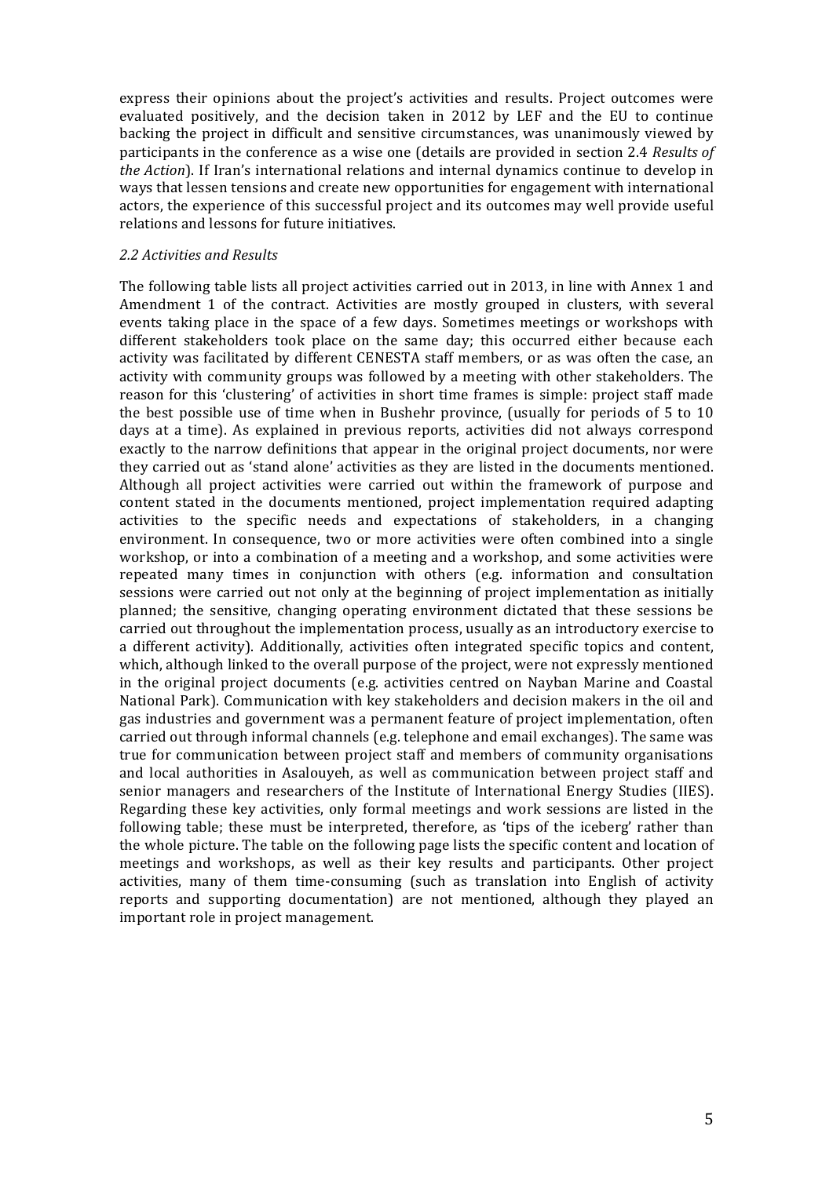express their opinions about the project's activities and results. Project outcomes were evaluated positively, and the decision taken in 2012 by LEF and the EU to continue backing the project in difficult and sensitive circumstances, was unanimously viewed by participants in the conference as a wise one (details are provided in section 2.4 *Results of the Action*). If Iran's international relations and internal dynamics continue to develop in ways that lessen tensions and create new opportunities for engagement with international actors, the experience of this successful project and its outcomes may well provide useful relations and lessons for future initiatives.

### *2.2 Activities and Results*

The following table lists all project activities carried out in 2013, in line with Annex 1 and Amendment 1 of the contract. Activities are mostly grouped in clusters, with several events taking place in the space of a few days. Sometimes meetings or workshops with different stakeholders took place on the same day; this occurred either because each activity was facilitated by different CENESTA staff members, or as was often the case, an activity with community groups was followed by a meeting with other stakeholders. The reason for this 'clustering' of activities in short time frames is simple: project staff made the best possible use of time when in Bushehr province, (usually for periods of 5 to 10 days at a time). As explained in previous reports, activities did not always correspond exactly to the narrow definitions that appear in the original project documents, nor were they carried out as 'stand alone' activities as they are listed in the documents mentioned. Although all project activities were carried out within the framework of purpose and content stated in the documents mentioned, project implementation required adapting activities to the specific needs and expectations of stakeholders, in a changing environment. In consequence, two or more activities were often combined into a single workshop, or into a combination of a meeting and a workshop, and some activities were repeated many times in conjunction with others (e.g. information and consultation sessions were carried out not only at the beginning of project implementation as initially planned; the sensitive, changing operating environment dictated that these sessions be carried out throughout the implementation process, usually as an introductory exercise to a different activity). Additionally, activities often integrated specific topics and content, which, although linked to the overall purpose of the project, were not expressly mentioned in the original project documents (e.g. activities centred on Nayban Marine and Coastal National Park). Communication with key stakeholders and decision makers in the oil and gas industries and government was a permanent feature of project implementation, often carried out through informal channels (e.g. telephone and email exchanges). The same was true for communication between project staff and members of community organisations and local authorities in Asalouyeh, as well as communication between project staff and senior managers and researchers of the Institute of International Energy Studies (IIES). Regarding these key activities, only formal meetings and work sessions are listed in the following table; these must be interpreted, therefore, as 'tips of the iceberg' rather than the whole picture. The table on the following page lists the specific content and location of meetings and workshops, as well as their key results and participants. Other project activities, many of them time-consuming (such as translation into English of activity reports and supporting documentation) are not mentioned, although they played an important role in project management.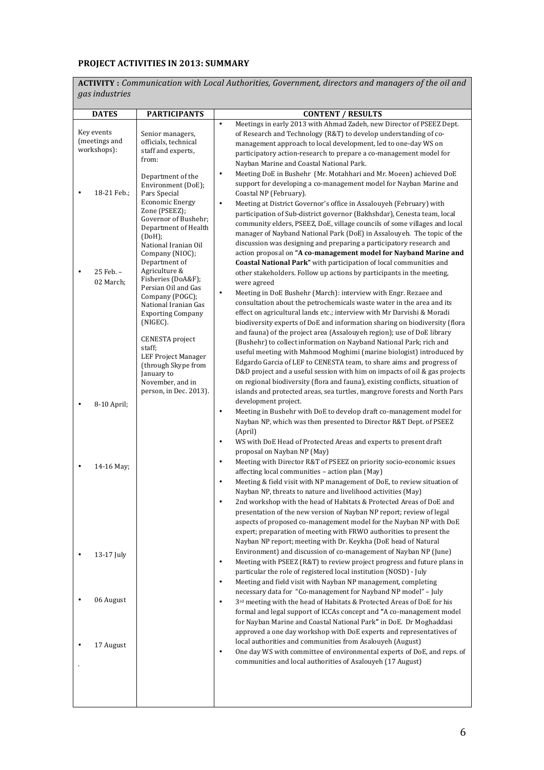**PROJECT ACTIVITIES IN 2013: SUMMARY**

| **ACTIVITY :** *Communication with Local Authorities, Government, directors and managers of the oil and gas industries* | | |
|---|---|---|
| **DATES** | **PARTICIPANTS** | **CONTENT / RESULTS** |
| Key events (meetings and workshops):<br><br>• 18-21 Feb.;<br><br>• 25 Feb. – 02 March;<br><br>• 8-10 April;<br><br>• 14-16 May;<br><br>• 13-17 July<br><br>• 06 August<br><br>• 17 August<br><br>. | Senior managers, officials, technical staff and experts, from:<br><br>Department of the Environment (DoE); Pars Special Economic Energy Zone (PSEEZ); Governor of Bushehr; Department of Health (DoH); National Iranian Oil Company (NIOC); Department of Agriculture & Fisheries (DoA&F); Persian Oil and Gas Company (POGC); National Iranian Gas Exporting Company (NIGEC).<br><br>CENESTA project staff; LEF Project Manager (through Skype from January to November, and in person, in Dec. 2013). | • Meetings in early 2013 with Ahmad Zadeh, new Director of PSEEZ Dept. of Research and Technology (R&T) to develop understanding of co-management approach to local development, led to one-day WS on participatory action-research to prepare a co-management model for Nayban Marine and Coastal National Park.<br>• Meeting DoE in Bushehr (Mr. Motahhari and Mr. Moeen) achieved DoE support for developing a co-management model for Nayban Marine and Coastal NP (February).<br>• Meeting at District Governor's office in Assalouyeh (February) with participation of Sub-district governor (Bakhshdar), Cenesta team, local community elders, PSEEZ, DoE, village councils of some villages and local manager of Nayband National Park (DoE) in Assalouyeh. The topic of the discussion was designing and preparing a participatory research and action proposal on **"A co-management model for Nayband Marine and Coastal National Park"** with participation of local communities and other stakeholders. Follow up actions by participants in the meeting, were agreed<br>• Meeting in DoE Bushehr (March): interview with Engr. Rezaee and consultation about the petrochemicals waste water in the area and its effect on agricultural lands etc.; interview with Mr Darvishi & Moradi biodiversity experts of DoE and information sharing on biodiversity (flora and fauna) of the project area (Assalouyeh region); use of DoE library (Bushehr) to collect information on Nayband National Park; rich and useful meeting with Mahmood Moghimi (marine biologist) introduced by Edgardo Garcia of LEF to CENESTA team, to share aims and progress of D&D project and a useful session with him on impacts of oil & gas projects on regional biodiversity (flora and fauna), existing conflicts, situation of islands and protected areas, sea turtles, mangrove forests and North Pars development project.<br>• Meeting in Bushehr with DoE to develop draft co-management model for Nayban NP, which was then presented to Director R&T Dept. of PSEEZ (April)<br>• WS with DoE Head of Protected Areas and experts to present draft proposal on Nayban NP (May)<br>• Meeting with Director R&T of PSEEZ on priority socio-economic issues affecting local communities – action plan (May)<br>• Meeting & field visit with NP management of DoE, to review situation of Nayban NP, threats to nature and livelihood activities (May)<br>• 2nd workshop with the head of Habitats & Protected Areas of DoE and presentation of the new version of Nayban NP report; review of legal aspects of proposed co-management model for the Nayban NP with DoE expert; preparation of meeting with FRWO authorities to present the Nayban NP report; meeting with Dr. Keykha (DoE head of Natural Environment) and discussion of co-management of Nayban NP (June)<br>• Meeting with PSEEZ (R&T) to review project progress and future plans in particular the role of registered local institution (NOSD) - July<br>• Meeting and field visit with Nayban NP management, completing necessary data for "Co-management for Nayband NP model" – July<br>• 3rd meeting with the head of Habitats & Protected Areas of DoE for his formal and legal support of ICCAs concept and **"**A co-management model for Nayban Marine and Coastal National Park**"** in DoE. Dr Moghaddasi approved a one day workshop with DoE experts and representatives of local authorities and communities from Asalouyeh (August)<br>• One day WS with committee of environmental experts of DoE, and reps. of communities and local authorities of Asalouyeh (17 August) |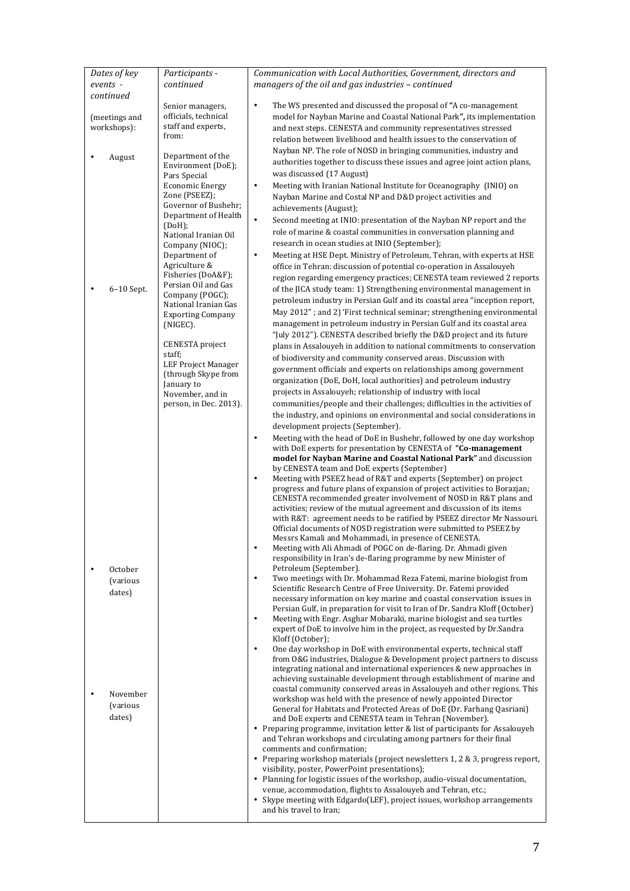| *Dates of key events - continued* | *Participants - continued* | *Communication with Local Authorities, Government, directors and managers of the oil and gas industries – continued* |
|---|---|---|
| (meetings and workshops):<br><br>• August<br><br>• 6–10 Sept.<br><br>• October (various dates)<br><br>• November (various dates) | Senior managers, officials, technical staff and experts, from:<br><br>Department of the Environment (DoE);<br>Pars Special Economic Energy Zone (PSEEZ);<br>Governor of Bushehr;<br>Department of Health (DoH);<br>National Iranian Oil Company (NIOC);<br>Department of Agriculture & Fisheries (DoA&F);<br>Persian Oil and Gas Company (POGC);<br>National Iranian Gas Exporting Company (NIGEC).<br><br>CENESTA project staff;<br>LEF Project Manager (through Skype from January to November, and in person, in Dec. 2013). | • The WS presented and discussed the proposal of **"**A co-management model for Nayban Marine and Coastal National Park**"**, its implementation and next steps. CENESTA and community representatives stressed relation between livelihood and health issues to the conservation of Nayban NP. The role of NOSD in bringing communities, industry and authorities together to discuss these issues and agree joint action plans, was discussed (17 August)<br>• Meeting with Iranian National Institute for Oceanography (INIO) on Nayban Marine and Costal NP and D&D project activities and achievements (August);<br>• Second meeting at INIO: presentation of the Nayban NP report and the role of marine & coastal communities in conversation planning and research in ocean studies at INIO (September);<br>• Meeting at HSE Dept. Ministry of Petroleum, Tehran, with experts at HSE office in Tehran: discussion of potential co-operation in Assalouyeh region regarding emergency practices; CENESTA team reviewed 2 reports of the JICA study team: 1) Strengthening environmental management in petroleum industry in Persian Gulf and its coastal area "inception report, May 2012" ; and 2) 'First technical seminar; strengthening environmental management in petroleum industry in Persian Gulf and its coastal area "July 2012"). CENESTA described briefly the D&D project and its future plans in Assalouyeh in addition to national commitments to conservation of biodiversity and community conserved areas. Discussion with government officials and experts on relationships among government organization (DoE, DoH, local authorities) and petroleum industry projects in Assalouyeh; relationship of industry with local communities/people and their challenges; difficulties in the activities of the industry, and opinions on environmental and social considerations in development projects (September).<br>• Meeting with the head of DoE in Bushehr, followed by one day workshop with DoE experts for presentation by CENESTA of **"Co-management model for Nayban Marine and Coastal National Park"** and discussion by CENESTA team and DoE experts (September)<br>• Meeting with PSEEZ head of R&T and experts (September) on project progress and future plans of expansion of project activities to Borazjan; CENESTA recommended greater involvement of NOSD in R&T plans and activities; review of the mutual agreement and discussion of its items with R&T: agreement needs to be ratified by PSEEZ director Mr Nassouri. Official documents of NOSD registration were submitted to PSEEZ by Messrs Kamali and Mohammadi, in presence of CENESTA.<br>• Meeting with Ali Ahmadi of POGC on de-flaring. Dr. Ahmadi given responsibility in Iran's de-flaring programme by new Minister of Petroleum (September).<br>• Two meetings with Dr. Mohammad Reza Fatemi, marine biologist from Scientific Research Centre of Free University. Dr. Fatemi provided necessary information on key marine and coastal conservation issues in Persian Gulf, in preparation for visit to Iran of Dr. Sandra Kloff (October)<br>• Meeting with Engr. Asghar Mobaraki, marine biologist and sea turtles expert of DoE to involve him in the project, as requested by Dr.Sandra Kloff (October);<br>• One day workshop in DoE with environmental experts, technical staff from O&G industries, Dialogue & Development project partners to discuss integrating national and international experiences & new approaches in achieving sustainable development through establishment of marine and coastal community conserved areas in Assalouyeh and other regions. This workshop was held with the presence of newly appointed Director General for Habitats and Protected Areas of DoE (Dr. Farhang Qasriani) and DoE experts and CENESTA team in Tehran (November).<br>• Preparing programme, invitation letter & list of participants for Assalouyeh and Tehran workshops and circulating among partners for their final comments and confirmation;<br>• Preparing workshop materials (project newsletters 1, 2 & 3, progress report, visibility, poster, PowerPoint presentations);<br>• Planning for logistic issues of the workshop, audio-visual documentation, venue, accommodation, flights to Assalouyeh and Tehran, etc.;<br>• Skype meeting with Edgardo(LEF), project issues, workshop arrangements and his travel to Iran; |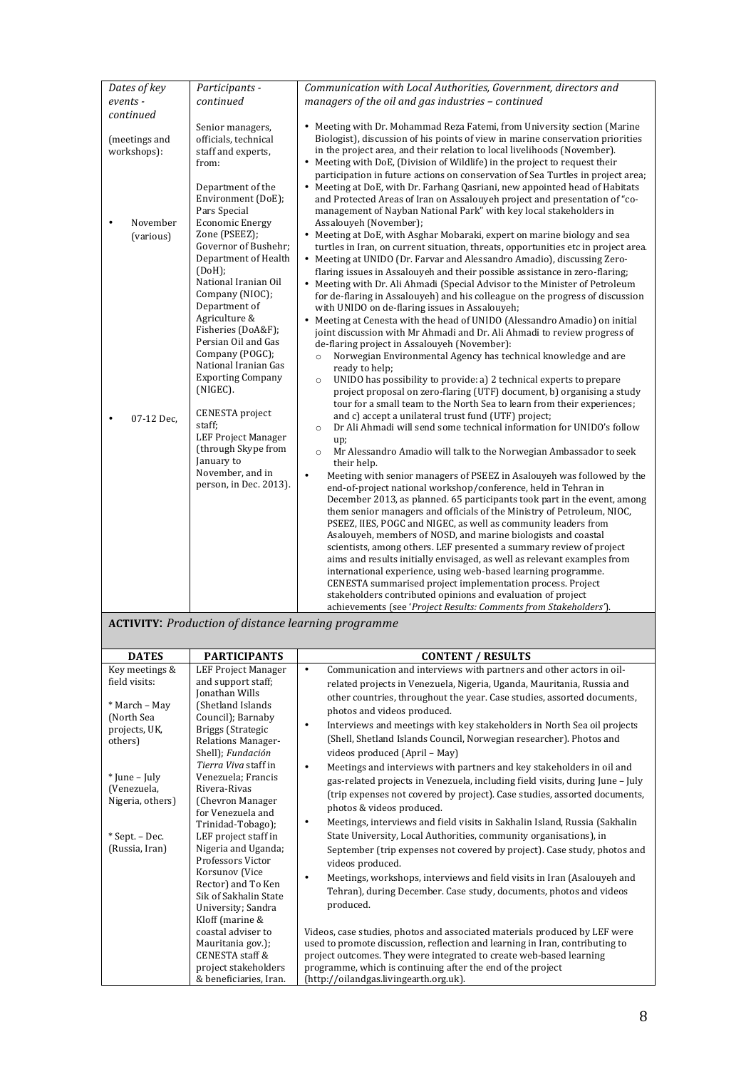| *Dates of key events - continued* | *Participants - continued* | *Communication with Local Authorities, Government, directors and managers of the oil and gas industries – continued* |
|---|---|---|
| (meetings and workshops):<br><br>• November (various)<br><br>• 07-12 Dec, | Senior managers, officials, technical staff and experts, from:<br><br>Department of the Environment (DoE); Pars Special Economic Energy Zone (PSEEZ); Governor of Bushehr; Department of Health (DoH); National Iranian Oil Company (NIOC); Department of Agriculture & Fisheries (DoA&F); Persian Oil and Gas Company (POGC); National Iranian Gas Exporting Company (NIGEC).<br><br>CENESTA project staff; LEF Project Manager (through Skype from January to November, and in person, in Dec. 2013). | • Meeting with Dr. Mohammad Reza Fatemi, from University section (Marine Biologist), discussion of his points of view in marine conservation priorities in the project area, and their relation to local livelihoods (November).<br>• Meeting with DoE, (Division of Wildlife) in the project to request their participation in future actions on conservation of Sea Turtles in project area;<br>• Meeting at DoE, with Dr. Farhang Qasriani, new appointed head of Habitats and Protected Areas of Iran on Assalouyeh project and presentation of "co-management of Nayban National Park" with key local stakeholders in Assalouyeh (November);<br>• Meeting at DoE, with Asghar Mobaraki, expert on marine biology and sea turtles in Iran, on current situation, threats, opportunities etc in project area.<br>• Meeting at UNIDO (Dr. Farvar and Alessandro Amadio), discussing Zero-flaring issues in Assalouyeh and their possible assistance in zero-flaring;<br>• Meeting with Dr. Ali Ahmadi (Special Advisor to the Minister of Petroleum for de-flaring in Assalouyeh) and his colleague on the progress of discussion with UNIDO on de-flaring issues in Assalouyeh;<br>• Meeting at Cenesta with the head of UNIDO (Alessandro Amadio) on initial joint discussion with Mr Ahmadi and Dr. Ali Ahmadi to review progress of de-flaring project in Assalouyeh (November):<br>  ○ Norwegian Environmental Agency has technical knowledge and are ready to help;<br>  ○ UNIDO has possibility to provide: a) 2 technical experts to prepare project proposal on zero-flaring (UTF) document, b) organising a study tour for a small team to the North Sea to learn from their experiences; and c) accept a unilateral trust fund (UTF) project;<br>  ○ Dr Ali Ahmadi will send some technical information for UNIDO's follow up;<br>  ○ Mr Alessandro Amadio will talk to the Norwegian Ambassador to seek their help.<br>• Meeting with senior managers of PSEEZ in Asalouyeh was followed by the end-of-project national workshop/conference, held in Tehran in December 2013, as planned. 65 participants took part in the event, among them senior managers and officials of the Ministry of Petroleum, NIOC, PSEEZ, IIES, POGC and NIGEC, as well as community leaders from Asalouyeh, members of NOSD, and marine biologists and coastal scientists, among others. LEF presented a summary review of project aims and results initially envisaged, as well as relevant examples from international experience, using web-based learning programme. CENESTA summarised project implementation process. Project stakeholders contributed opinions and evaluation of project achievements (see '*Project Results: Comments from Stakeholders*'). |

**ACTIVITY:** *Production of distance learning programme*

| DATES | PARTICIPANTS | CONTENT / RESULTS |
|---|---|---|
| Key meetings & field visits:<br><br>* March – May (North Sea projects, UK, others)<br><br>* June – July (Venezuela, Nigeria, others)<br><br>* Sept. – Dec. (Russia, Iran) | LEF Project Manager and support staff; Jonathan Wills (Shetland Islands Council); Barnaby Briggs (Strategic Relations Manager-Shell); *Fundación Tierra Viva* staff in Venezuela; Francis Rivera-Rivas (Chevron Manager for Venezuela and Trinidad-Tobago); LEF project staff in Nigeria and Uganda; Professors Victor Korsunov (Vice Rector) and To Ken Sik of Sakhalin State University; Sandra Kloff (marine & coastal adviser to Mauritania gov.); CENESTA staff & project stakeholders & beneficiaries, Iran. | • Communication and interviews with partners and other actors in oil-related projects in Venezuela, Nigeria, Uganda, Mauritania, Russia and other countries, throughout the year. Case studies, assorted documents, photos and videos produced.<br>• Interviews and meetings with key stakeholders in North Sea oil projects (Shell, Shetland Islands Council, Norwegian researcher). Photos and videos produced (April – May)<br>• Meetings and interviews with partners and key stakeholders in oil and gas-related projects in Venezuela, including field visits, during June – July (trip expenses not covered by project). Case studies, assorted documents, photos & videos produced.<br>• Meetings, interviews and field visits in Sakhalin Island, Russia (Sakhalin State University, Local Authorities, community organisations), in September (trip expenses not covered by project). Case study, photos and videos produced.<br>• Meetings, workshops, interviews and field visits in Iran (Asalouyeh and Tehran), during December. Case study, documents, photos and videos produced.<br><br>Videos, case studies, photos and associated materials produced by LEF were used to promote discussion, reflection and learning in Iran, contributing to project outcomes. They were integrated to create web-based learning programme, which is continuing after the end of the project (http://oilandgas.livingearth.org.uk). |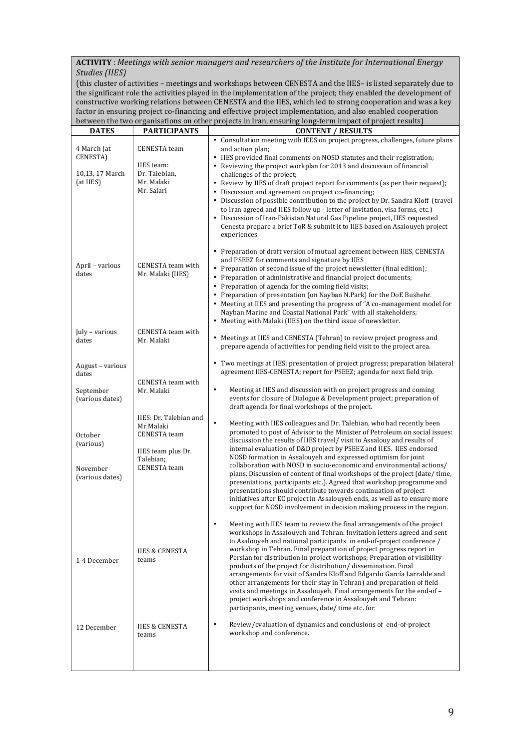**ACTIVITY** : *Meetings with senior managers and researchers of the Institute for International Energy Studies (IIES)*

(this cluster of activities – meetings and workshops between CENESTA and the IIES– is listed separately due to the significant role the activities played in the implementation of the project; they enabled the development of constructive working relations between CENESTA and the IIES, which led to strong cooperation and was a key factor in ensuring project co-financing and effective project implementation, and also enabled cooperation between the two organisations on other projects in Iran, ensuring long-term impact of project results)

| DATES | PARTICIPANTS | CONTENT / RESULTS |
|---|---|---|
| 4 March (at CENESTA)<br><br>10,13, 17 March (at IIES) | CENESTA team<br><br>IIES team: Dr. Talebian, Mr. Malaki Mr. Salari | • Consultation meeting with IEES on project progress, challenges, future plans and action plan;<br>• IIES provided final comments on NOSD statutes and their registration;<br>• Reviewing the project workplan for 2013 and discussion of financial challenges of the project;<br>• Review by IIES of draft project report for comments (as per their request);<br>• Discussion and agreement on project co-financing;<br>• Discussion of possible contribution to the project by Dr. Sandra Kloff (travel to Iran agreed and IIES follow up - letter of invitation, visa forms, etc.)<br>• Discussion of Iran-Pakistan Natural Gas Pipeline project, IIES requested Cenesta prepare a brief ToR & submit it to IIES based on Asalouyeh project experiences |
| April – various dates | CENESTA team with Mr. Malaki (IIES) | • Preparation of draft version of mutual agreement between IIES, CENESTA and PSEEZ for comments and signature by IIES<br>• Preparation of second issue of the project newsletter (final edition);<br>• Preparation of administrative and financial project documents;<br>• Preparation of agenda for the coming field visits;<br>• Preparation of presentation (on Nayban N.Park) for the DoE Bushehr.<br>• Meeting at IIES and presenting the progress of "A co-management model for Nayban Marine and Coastal National Park" with all stakeholders;<br>• Meeting with Malaki (IIES) on the third issue of newsletter. |
| July – various dates | CENESTA team with Mr. Malaki | • Meetings at IIES and CENESTA (Tehran) to review project progress and prepare agenda of activities for pending field visit to the project area. |
| August – various dates<br><br>September (various dates) | CENESTA team with Mr. Malaki | • Two meetings at IIES: presentation of project progress; preparation bilateral agreement IIES-CENESTA; report for PSEEZ; agenda for next field trip.<br>• Meeting at IIES and discussion with on project progress and coming events for closure of Dialogue & Development project; preparation of draft agenda for final workshops of the project. |
| October (various)<br><br>November (various dates) | IIES: Dr. Talebian and Mr Malaki CENESTA team<br><br>IIES team plus Dr. Talebian; CENESTA team | • Meeting with IIES colleagues and Dr. Talebian, who had recently been promoted to post of Advisor to the Minister of Petroleum on social issues: discussion the results of IIES travel/ visit to Assalouy and results of internal evaluation of D&D project by PSEEZ and IIES. IIES endorsed NOSD formation in Assalouyeh and expressed optimism for joint collaboration with NOSD in socio-economic and environmental actions/ plans. Discussion of content of final workshops of the project (date/ time, presentations, participants etc.). Agreed that workshop programme and presentations should contribute towards continuation of project initiatives after EC project in Assalouyeh ends, as well as to ensure more support for NOSD involvement in decision making process in the region. |
| 1-4 December | IIES & CENESTA teams | • Meeting with IIES team to review the final arrangements of the project workshops in Assalouyeh and Tehran. Invitation letters agreed and sent to Asalouyeh and national participants in end-of-project conference / workshop in Tehran. Final preparation of project progress report in Persian for distribution in project workshops; Preparation of visibility products of the project for distribution/ dissemination. Final arrangements for visit of Sandra Kloff and Edgardo García Larralde and other arrangements for their stay in Tehran) and preparation of field visits and meetings in Assalouyeh. Final arrangements for the end-of – project workshops and conference in Assalouyeh and Tehran: participants, meeting venues, date/ time etc. for. |
| 12 December | IIES & CENESTA teams | • Review/evaluation of dynamics and conclusions of end-of-project workshop and conference. |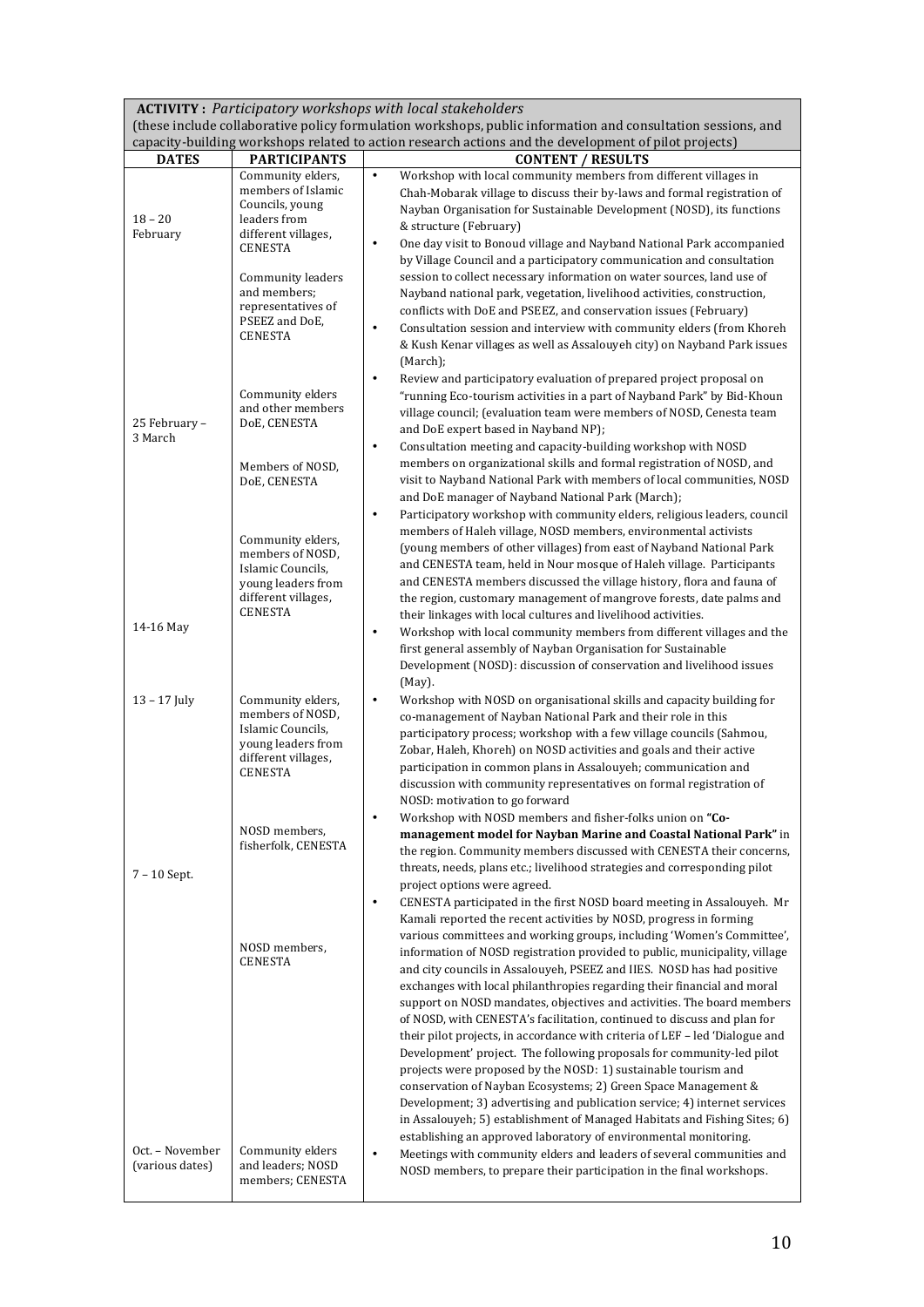**ACTIVITY :** *Participatory workshops with local stakeholders*
(these include collaborative policy formulation workshops, public information and consultation sessions, and capacity-building workshops related to action research actions and the development of pilot projects)

| DATES | PARTICIPANTS | CONTENT / RESULTS |
|---|---|---|
| 18 – 20 February | Community elders, members of Islamic Councils, young leaders from different villages, CENESTA<br><br>Community leaders and members; representatives of PSEEZ and DoE, CENESTA | • Workshop with local community members from different villages in Chah-Mobarak village to discuss their by-laws and formal registration of Nayban Organisation for Sustainable Development (NOSD), its functions & structure (February)<br>• One day visit to Bonoud village and Nayband National Park accompanied by Village Council and a participatory communication and consultation session to collect necessary information on water sources, land use of Nayband national park, vegetation, livelihood activities, construction, conflicts with DoE and PSEEZ, and conservation issues (February)<br>• Consultation session and interview with community elders (from Khoreh & Kush Kenar villages as well as Assalouyeh city) on Nayband Park issues (March); |
| 25 February – 3 March | Community elders and other members DoE, CENESTA<br><br>Members of NOSD, DoE, CENESTA | • Review and participatory evaluation of prepared project proposal on "running Eco-tourism activities in a part of Nayband Park" by Bid-Khoun village council; (evaluation team were members of NOSD, Cenesta team and DoE expert based in Nayband NP);<br>• Consultation meeting and capacity-building workshop with NOSD members on organizational skills and formal registration of NOSD, and visit to Nayband National Park with members of local communities, NOSD and DoE manager of Nayband National Park (March); |
| 14-16 May | Community elders, members of NOSD, Islamic Councils, young leaders from different villages, CENESTA | • Participatory workshop with community elders, religious leaders, council members of Haleh village, NOSD members, environmental activists (young members of other villages) from east of Nayband National Park and CENESTA team, held in Nour mosque of Haleh village. Participants and CENESTA members discussed the village history, flora and fauna of the region, customary management of mangrove forests, date palms and their linkages with local cultures and livelihood activities.<br>• Workshop with local community members from different villages and the first general assembly of Nayban Organisation for Sustainable Development (NOSD): discussion of conservation and livelihood issues (May). |
| 13 – 17 July | Community elders, members of NOSD, Islamic Councils, young leaders from different villages, CENESTA | • Workshop with NOSD on organisational skills and capacity building for co-management of Nayban National Park and their role in this participatory process; workshop with a few village councils (Sahmou, Zobar, Haleh, Khoreh) on NOSD activities and goals and their active participation in common plans in Assalouyeh; communication and discussion with community representatives on formal registration of NOSD: motivation to go forward |
| 7 – 10 Sept. | NOSD members, fisherfolk, CENESTA<br><br>NOSD members, CENESTA | • Workshop with NOSD members and fisher-folks union on **"Co-management model for Nayban Marine and Coastal National Park"** in the region. Community members discussed with CENESTA their concerns, threats, needs, plans etc.; livelihood strategies and corresponding pilot project options were agreed.<br>• CENESTA participated in the first NOSD board meeting in Assalouyeh. Mr Kamali reported the recent activities by NOSD, progress in forming various committees and working groups, including 'Women's Committee', information of NOSD registration provided to public, municipality, village and city councils in Assalouyeh, PSEEZ and IIES. NOSD has had positive exchanges with local philanthropies regarding their financial and moral support on NOSD mandates, objectives and activities. The board members of NOSD, with CENESTA's facilitation, continued to discuss and plan for their pilot projects, in accordance with criteria of LEF – led 'Dialogue and Development' project. The following proposals for community-led pilot projects were proposed by the NOSD: 1) sustainable tourism and conservation of Nayban Ecosystems; 2) Green Space Management & Development; 3) advertising and publication service; 4) internet services in Assalouyeh; 5) establishment of Managed Habitats and Fishing Sites; 6) establishing an approved laboratory of environmental monitoring. |
| Oct. – November (various dates) | Community elders and leaders; NOSD members; CENESTA | • Meetings with community elders and leaders of several communities and NOSD members, to prepare their participation in the final workshops. |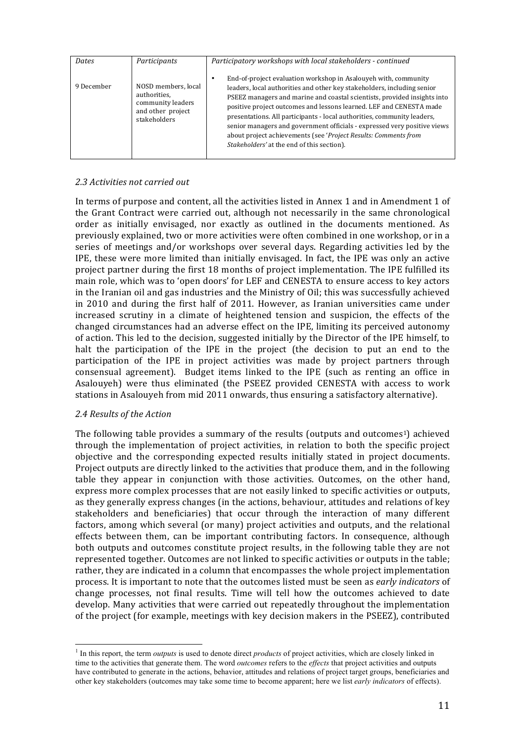| *Dates* | *Participants* | *Participatory workshops with local stakeholders - continued* |
|---|---|---|
| 9 December | NOSD members, local authorities, community leaders and other project stakeholders | • End-of-project evaluation workshop in Asalouyeh with, community leaders, local authorities and other key stakeholders, including senior PSEEZ managers and marine and coastal scientists, provided insights into positive project outcomes and lessons learned. LEF and CENESTA made presentations. All participants - local authorities, community leaders, senior managers and government officials - expressed very positive views about project achievements (see '*Project Results: Comments from Stakeholders'* at the end of this section). |

### *2.3 Activities not carried out*

In terms of purpose and content, all the activities listed in Annex 1 and in Amendment 1 of the Grant Contract were carried out, although not necessarily in the same chronological order as initially envisaged, nor exactly as outlined in the documents mentioned. As previously explained, two or more activities were often combined in one workshop, or in a series of meetings and/or workshops over several days. Regarding activities led by the IPE, these were more limited than initially envisaged. In fact, the IPE was only an active project partner during the first 18 months of project implementation. The IPE fulfilled its main role, which was to 'open doors' for LEF and CENESTA to ensure access to key actors in the Iranian oil and gas industries and the Ministry of Oil; this was successfully achieved in 2010 and during the first half of 2011. However, as Iranian universities came under increased scrutiny in a climate of heightened tension and suspicion, the effects of the changed circumstances had an adverse effect on the IPE, limiting its perceived autonomy of action. This led to the decision, suggested initially by the Director of the IPE himself, to halt the participation of the IPE in the project (the decision to put an end to the participation of the IPE in project activities was made by project partners through consensual agreement). Budget items linked to the IPE (such as renting an office in Asalouyeh) were thus eliminated (the PSEEZ provided CENESTA with access to work stations in Asalouyeh from mid 2011 onwards, thus ensuring a satisfactory alternative).

### *2.4 Results of the Action*

The following table provides a summary of the results (outputs and outcomes[1]) achieved through the implementation of project activities, in relation to both the specific project objective and the corresponding expected results initially stated in project documents. Project outputs are directly linked to the activities that produce them, and in the following table they appear in conjunction with those activities. Outcomes, on the other hand, express more complex processes that are not easily linked to specific activities or outputs, as they generally express changes (in the actions, behaviour, attitudes and relations of key stakeholders and beneficiaries) that occur through the interaction of many different factors, among which several (or many) project activities and outputs, and the relational effects between them, can be important contributing factors. In consequence, although both outputs and outcomes constitute project results, in the following table they are not represented together. Outcomes are not linked to specific activities or outputs in the table; rather, they are indicated in a column that encompasses the whole project implementation process. It is important to note that the outcomes listed must be seen as *early indicators* of change processes, not final results. Time will tell how the outcomes achieved to date develop. Many activities that were carried out repeatedly throughout the implementation of the project (for example, meetings with key decision makers in the PSEEZ), contributed

[1] In this report, the term *outputs* is used to denote direct *products* of project activities, which are closely linked in time to the activities that generate them. The word *outcomes* refers to the *effects* that project activities and outputs have contributed to generate in the actions, behavior, attitudes and relations of project target groups, beneficiaries and other key stakeholders (outcomes may take some time to become apparent; here we list *early indicators* of effects).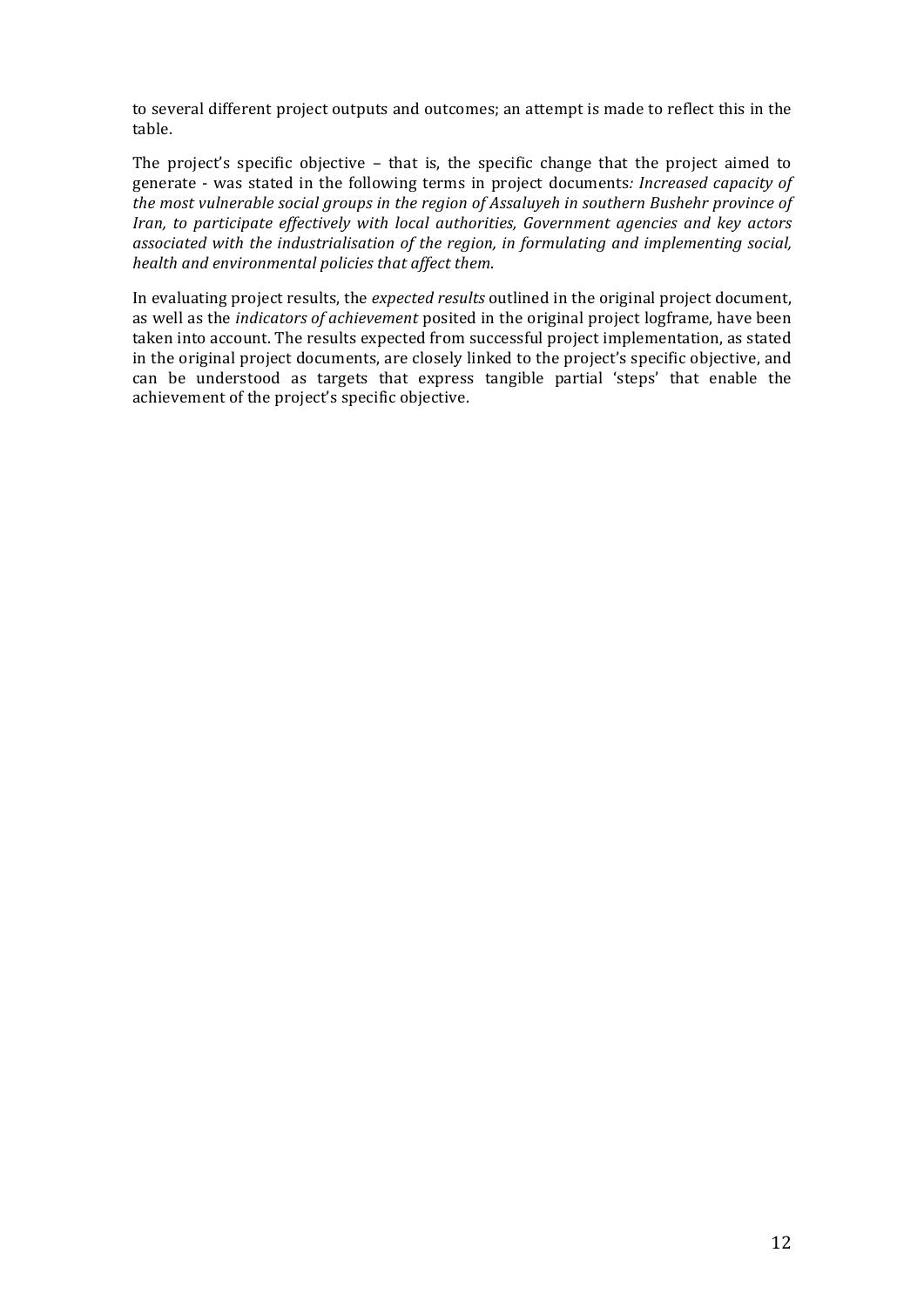to several different project outputs and outcomes; an attempt is made to reflect this in the table.

The project's specific objective – that is, the specific change that the project aimed to generate - was stated in the following terms in project documents*: Increased capacity of the most vulnerable social groups in the region of Assaluyeh in southern Bushehr province of Iran, to participate effectively with local authorities, Government agencies and key actors associated with the industrialisation of the region, in formulating and implementing social, health and environmental policies that affect them*.

In evaluating project results, the *expected results* outlined in the original project document, as well as the *indicators of achievement* posited in the original project logframe, have been taken into account. The results expected from successful project implementation, as stated in the original project documents, are closely linked to the project's specific objective, and can be understood as targets that express tangible partial 'steps' that enable the achievement of the project's specific objective.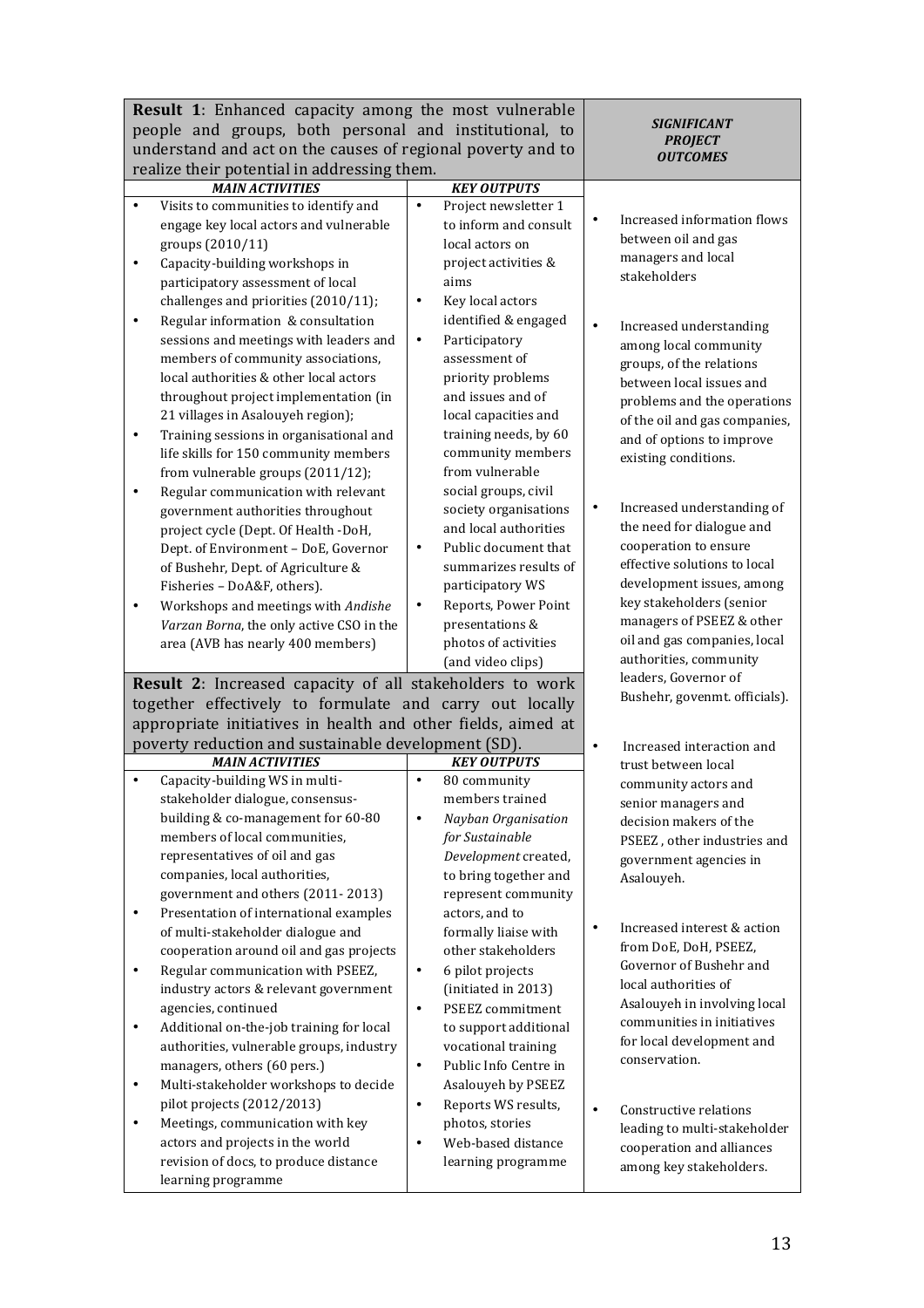| **Result 1**: Enhanced capacity among the most vulnerable people and groups, both personal and institutional, to understand and act on the causes of regional poverty and to realize their potential in addressing them. | | ***SIGNIFICANT PROJECT OUTCOMES*** |
|---|---|---|
| ***MAIN ACTIVITIES*** | ***KEY OUTPUTS*** | |
| • Visits to communities to identify and engage key local actors and vulnerable groups (2010/11)<br>• Capacity-building workshops in participatory assessment of local challenges and priorities (2010/11);<br>• Regular information & consultation sessions and meetings with leaders and members of community associations, local authorities & other local actors throughout project implementation (in 21 villages in Asalouyeh region);<br>• Training sessions in organisational and life skills for 150 community members from vulnerable groups (2011/12);<br>• Regular communication with relevant government authorities throughout project cycle (Dept. Of Health -DoH, Dept. of Environment – DoE, Governor of Bushehr, Dept. of Agriculture & Fisheries – DoA&F, others).<br>• Workshops and meetings with *Andishe Varzan Borna*, the only active CSO in the area (AVB has nearly 400 members) | • Project newsletter 1 to inform and consult local actors on project activities & aims<br>• Key local actors identified & engaged<br>• Participatory assessment of priority problems and issues and local capacities and training needs, by 60 community members from vulnerable social groups, civil society organisations and local authorities<br>• Public document that summarizes results of participatory WS<br>• Reports, Power Point presentations & photos of activities (and video clips) | • Increased information flows between oil and gas managers and local stakeholders<br>• Increased understanding among local community groups, of the relations between local issues and problems and the operations of the oil and gas companies, and of options to improve existing conditions.<br>• Increased understanding of the need for dialogue and cooperation to ensure effective solutions to local development issues, among key stakeholders (senior managers of PSEEZ & other oil and gas companies, local authorities, community leaders, Governor of Bushehr, govenmt. officials).<br>• Increased interaction and trust between local community actors and senior managers and decision makers of the PSEEZ , other industries and government agencies in Asalouyeh.<br>• Increased interest & action from DoE, DoH, PSEEZ, Governor of Bushehr and local authorities of Asalouyeh in involving local communities in initiatives for local development and conservation.<br>• Constructive relations leading to multi-stakeholder cooperation and alliances among key stakeholders. |
| **Result 2**: Increased capacity of all stakeholders to work together effectively to formulate and carry out locally appropriate initiatives in health and other fields, aimed at poverty reduction and sustainable development (SD). | | |
| ***MAIN ACTIVITIES*** | ***KEY OUTPUTS*** | |
| • Capacity-building WS in multi-stakeholder dialogue, consensus-building & co-management for 60-80 members of local communities, representatives of oil and gas companies, local authorities, government and others (2011- 2013)<br>• Presentation of international examples of multi-stakeholder dialogue and cooperation around oil and gas projects<br>• Regular communication with PSEEZ, industry actors & relevant government agencies, continued<br>• Additional on-the-job training for local authorities, vulnerable groups, industry managers, others (60 pers.)<br>• Multi-stakeholder workshops to decide pilot projects (2012/2013)<br>• Meetings, communication with key actors and projects in the world revision of docs, to produce distance learning programme | • 80 community members trained<br>• *Nayban Organisation for Sustainable Development* created, to bring together and represent community actors, and to formally liaise with other stakeholders<br>• 6 pilot projects (initiated in 2013)<br>• PSEEZ commitment to support additional vocational training<br>• Public Info Centre in Asalouyeh by PSEEZ<br>• Reports WS results, photos, stories<br>• Web-based distance learning programme | |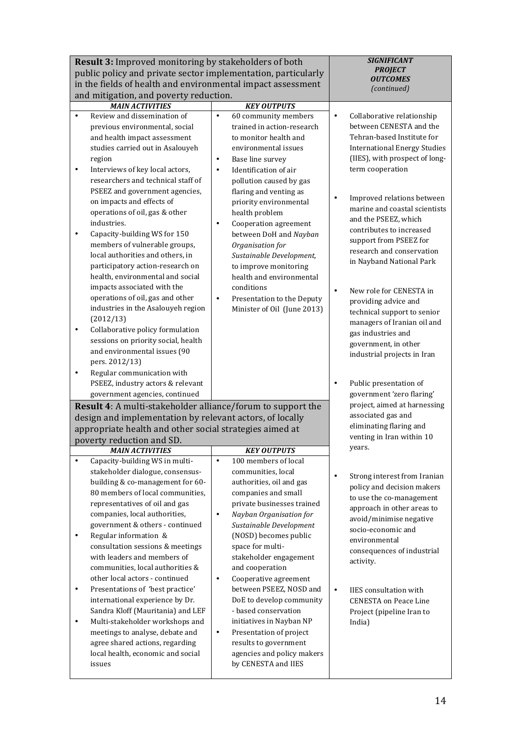| **Result 3:** Improved monitoring by stakeholders of both public policy and private sector implementation, particularly in the fields of health and environmental impact assessment and mitigation, and poverty reduction. | | ***SIGNIFICANT PROJECT OUTCOMES*** *(continued)* |
|---|---|---|
| ***MAIN ACTIVITIES*** | ***KEY OUTPUTS*** | |
| • Review and dissemination of previous environmental, social and health impact assessment studies carried out in Asalouyeh region<br>• Interviews of key local actors, researchers and technical staff of PSEEZ and government agencies, on impacts and effects of operations of oil, gas & other industries.<br>• Capacity-building WS for 150 members of vulnerable groups, local authorities and others, in participatory action-research on health, environmental and social impacts associated with the operations of oil, gas and other industries in the Asalouyeh region (2012/13)<br>• Collaborative policy formulation sessions on priority social, health and environmental issues (90 pers. 2012/13)<br>• Regular communication with PSEEZ, industry actors & relevant government agencies, continued | • 60 community members trained in action-research to monitor health and environmental issues<br>• Base line survey<br>• Identification of air pollution caused by gas flaring and venting as priority environmental health problem<br>• Cooperation agreement between DoH and *Nayban Organisation for Sustainable Development*, to improve monitoring health and environmental conditions<br>• Presentation to the Deputy Minister of Oil (June 2013) | • Collaborative relationship between CENESTA and the Tehran-based Institute for International Energy Studies (IIES), with prospect of long-term cooperation<br>• Improved relations between marine and coastal scientists and the PSEEZ, which contributes to increased support from PSEEZ for research and conservation in Nayband National Park<br>• New role for CENESTA in providing advice and technical support to senior managers of Iranian oil and gas industries and government, in other industrial projects in Iran<br>• Public presentation of government 'zero flaring' project, aimed at harnessing associated gas and eliminating flaring and venting in Iran within 10 years.<br>• Strong interest from Iranian policy and decision makers to use the co-management approach in other areas to avoid/minimise negative socio-economic and environmental consequences of industrial activity.<br>• IIES consultation with CENESTA on Peace Line Project (pipeline Iran to India) |
| **Result 4**: A multi-stakeholder alliance/forum to support the design and implementation by relevant actors, of locally appropriate health and other social strategies aimed at poverty reduction and SD. | | |
| ***MAIN ACTIVITIES*** | ***KEY OUTPUTS*** | |
| • Capacity-building WS in multi-stakeholder dialogue, consensus-building & co-management for 60-80 members of local communities, representatives of oil and gas companies, local authorities, government & others - continued<br>• Regular information & consultation sessions & meetings with leaders and members of communities, local authorities & other local actors - continued<br>• Presentations of 'best practice' international experience by Dr. Sandra Kloff (Mauritania) and LEF<br>• Multi-stakeholder workshops and meetings to analyse, debate and agree shared actions, regarding local health, economic and social issues | • 100 members of local communities, local authorities, oil and gas companies and small private businesses trained<br>• *Nayban Organisation for Sustainable Development* (NOSD) becomes public space for multi-stakeholder engagement and cooperation<br>• Cooperative agreement between PSEEZ, NOSD and DoE to develop community - based conservation initiatives in Nayban NP<br>• Presentation of project results to government agencies and policy makers by CENESTA and IIES | |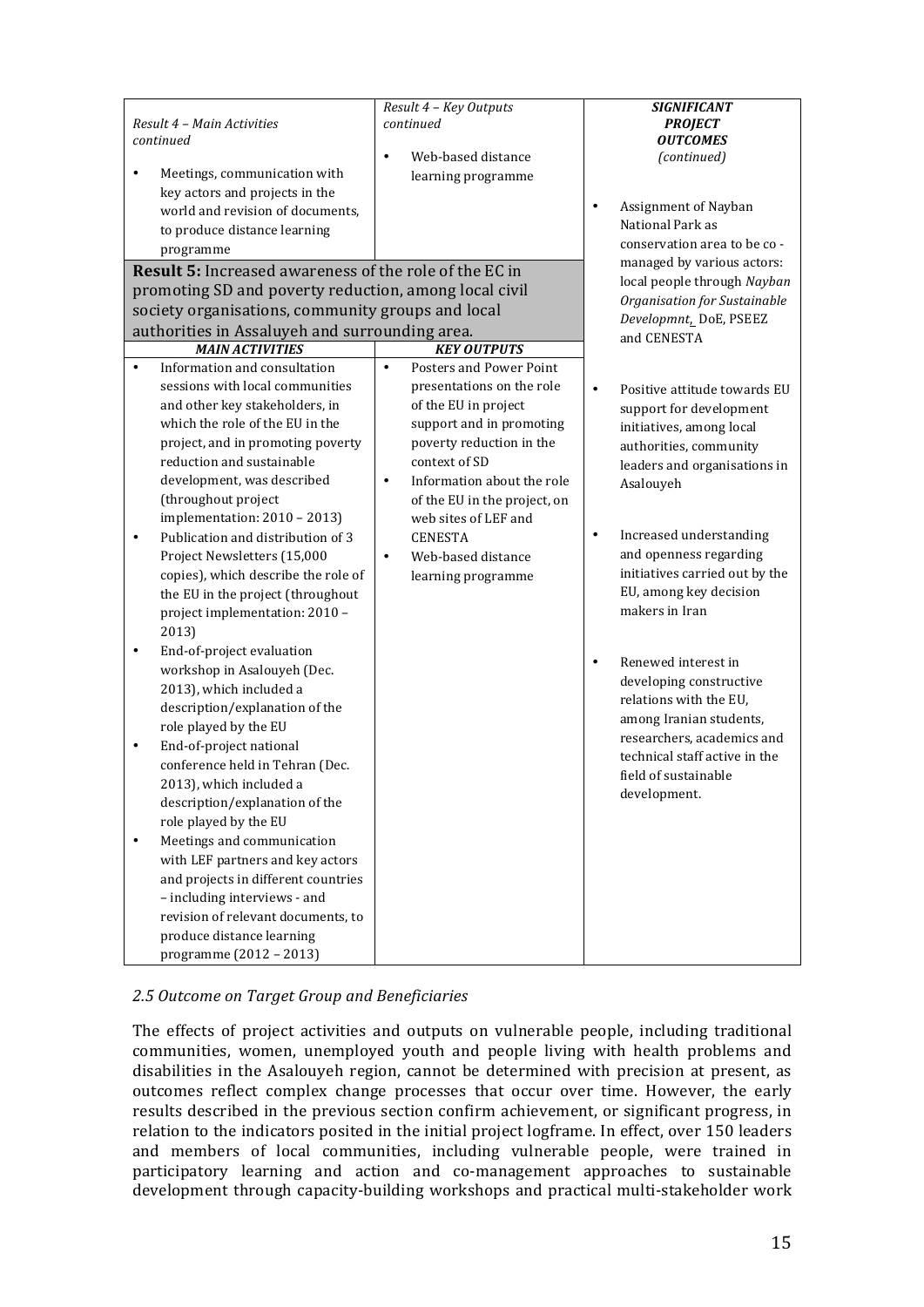| *Result 4 – Main Activities continued* | *Result 4 – Key Outputs continued* | ***SIGNIFICANT PROJECT OUTCOMES*** *(continued)* |
|---|---|---|
| • Meetings, communication with key actors and projects in the world and revision of documents, to produce distance learning programme | • Web-based distance learning programme | • Assignment of Nayban National Park as conservation area to be co-managed by various actors: local people through *Nayban Organisation for Sustainable Developmnt*, DoE, PSEEZ and CENESTA<br><br>• Positive attitude towards EU support for development initiatives, among local authorities, community leaders and organisations in Asalouyeh<br><br>• Increased understanding and openness regarding initiatives carried out by the EU, among key decision makers in Iran<br><br>• Renewed interest in developing constructive relations with the EU, among Iranian students, researchers, academics and technical staff active in the field of sustainable development. |
| **Result 5:** Increased awareness of the role of the EC in promoting SD and poverty reduction, among local civil society organisations, community groups and local authorities in Assaluyeh and surrounding area. | | |
| ***MAIN ACTIVITIES*** | ***KEY OUTPUTS*** | |
| • Information and consultation sessions with local communities and other key stakeholders, in which the role of the EU in the project, and in promoting poverty reduction and sustainable development, was described (throughout project implementation: 2010 – 2013)<br>• Publication and distribution of 3 Project Newsletters (15,000 copies), which describe the role of the EU in the project (throughout project implementation: 2010 – 2013)<br>• End-of-project evaluation workshop in Asalouyeh (Dec. 2013), which included a description/explanation of the role played by the EU<br>• End-of-project national conference held in Tehran (Dec. 2013), which included a description/explanation of the role played by the EU<br>• Meetings and communication with LEF partners and key actors and projects in different countries – including interviews - and revision of relevant documents, to produce distance learning programme (2012 – 2013) | • Posters and Power Point presentations on the role of the EU in project support and in promoting poverty reduction in the context of SD<br>• Information about the role of the EU in the project, on web sites of LEF and CENESTA<br>• Web-based distance learning programme | |

*2.5 Outcome on Target Group and Beneficiaries*

The effects of project activities and outputs on vulnerable people, including traditional communities, women, unemployed youth and people living with health problems and disabilities in the Asalouyeh region, cannot be determined with precision at present, as outcomes reflect complex change processes that occur over time. However, the early results described in the previous section confirm achievement, or significant progress, in relation to the indicators posited in the initial project logframe. In effect, over 150 leaders and members of local communities, including vulnerable people, were trained in participatory learning and action and co-management approaches to sustainable development through capacity-building workshops and practical multi-stakeholder work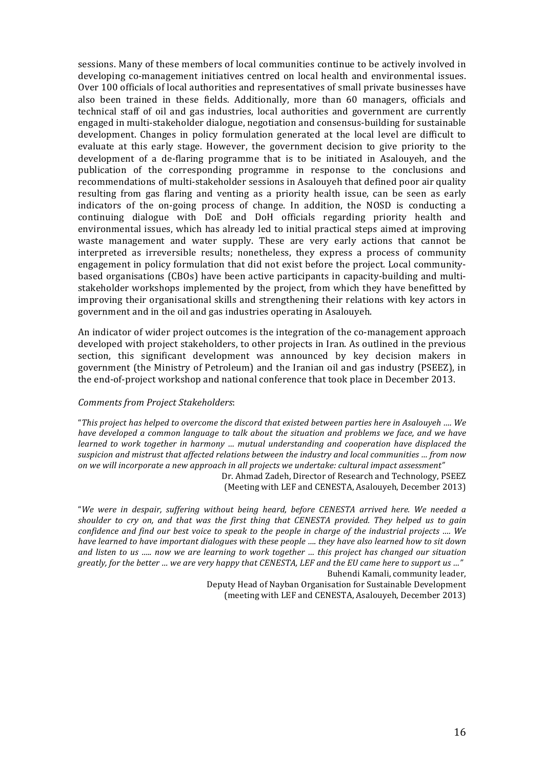sessions. Many of these members of local communities continue to be actively involved in developing co-management initiatives centred on local health and environmental issues. Over 100 officials of local authorities and representatives of small private businesses have also been trained in these fields. Additionally, more than 60 managers, officials and technical staff of oil and gas industries, local authorities and government are currently engaged in multi-stakeholder dialogue, negotiation and consensus-building for sustainable development. Changes in policy formulation generated at the local level are difficult to evaluate at this early stage. However, the government decision to give priority to the development of a de-flaring programme that is to be initiated in Asalouyeh, and the publication of the corresponding programme in response to the conclusions and recommendations of multi-stakeholder sessions in Asalouyeh that defined poor air quality resulting from gas flaring and venting as a priority health issue, can be seen as early indicators of the on-going process of change. In addition, the NOSD is conducting a continuing dialogue with DoE and DoH officials regarding priority health and environmental issues, which has already led to initial practical steps aimed at improving waste management and water supply. These are very early actions that cannot be interpreted as irreversible results; nonetheless, they express a process of community engagement in policy formulation that did not exist before the project. Local community-based organisations (CBOs) have been active participants in capacity-building and multi-stakeholder workshops implemented by the project, from which they have benefitted by improving their organisational skills and strengthening their relations with key actors in government and in the oil and gas industries operating in Asalouyeh.

An indicator of wider project outcomes is the integration of the co-management approach developed with project stakeholders, to other projects in Iran. As outlined in the previous section, this significant development was announced by key decision makers in government (the Ministry of Petroleum) and the Iranian oil and gas industry (PSEEZ), in the end-of-project workshop and national conference that took place in December 2013.

*Comments from Project Stakeholders*:

"*This project has helped to overcome the discord that existed between parties here in Asalouyeh …. We have developed a common language to talk about the situation and problems we face, and we have learned to work together in harmony … mutual understanding and cooperation have displaced the suspicion and mistrust that affected relations between the industry and local communities … from now on we will incorporate a new approach in all projects we undertake: cultural impact assessment*"

Dr. Ahmad Zadeh, Director of Research and Technology, PSEEZ
(Meeting with LEF and CENESTA, Asalouyeh, December 2013)

"*We were in despair, suffering without being heard, before CENESTA arrived here. We needed a shoulder to cry on, and that was the first thing that CENESTA provided. They helped us to gain confidence and find our best voice to speak to the people in charge of the industrial projects …. We have learned to have important dialogues with these people …. they have also learned how to sit down and listen to us ….. now we are learning to work together … this project has changed our situation greatly, for the better … we are very happy that CENESTA, LEF and the EU came here to support us …*"

Buhendi Kamali, community leader,
Deputy Head of Nayban Organisation for Sustainable Development
(meeting with LEF and CENESTA, Asalouyeh, December 2013)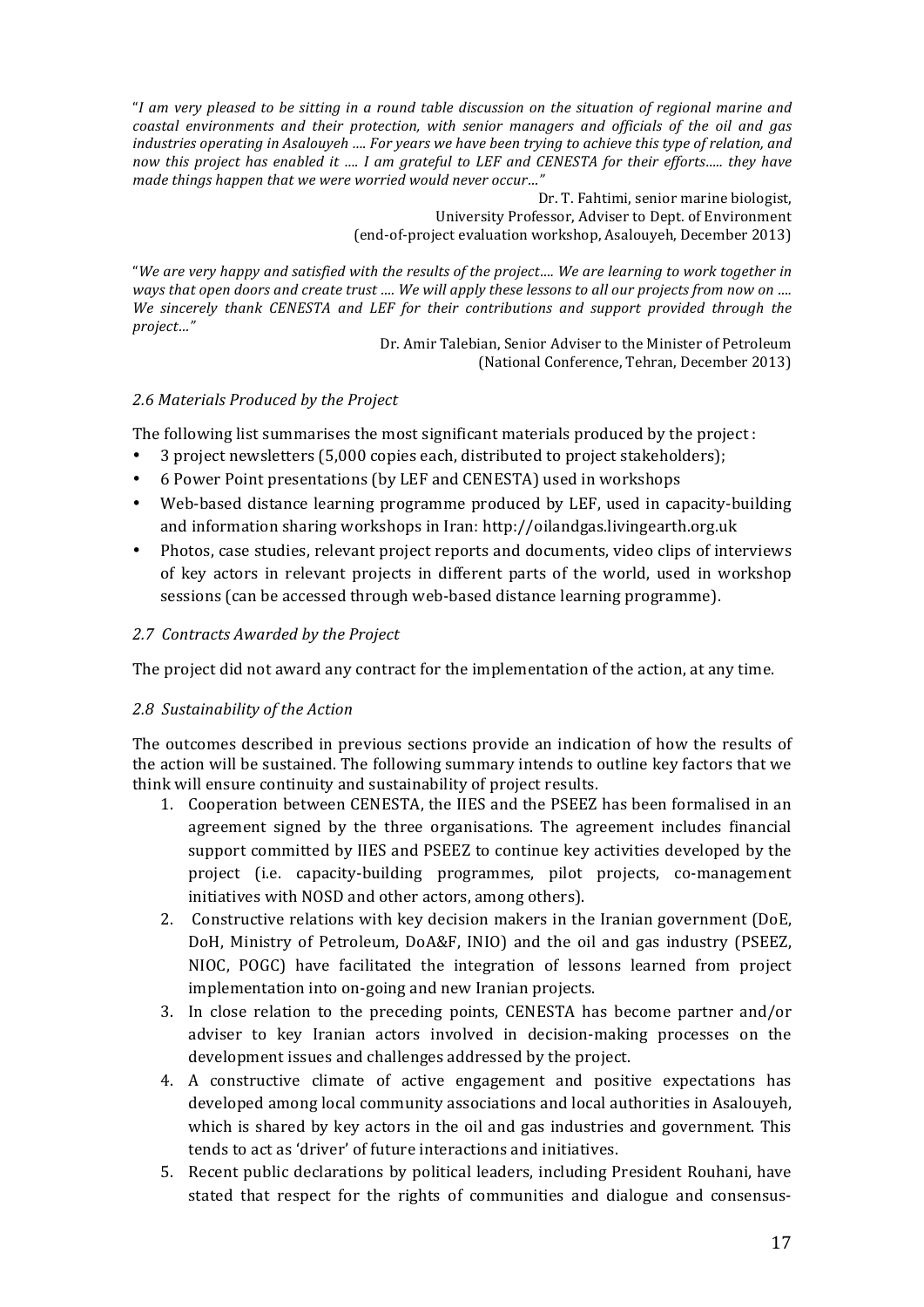"*I am very pleased to be sitting in a round table discussion on the situation of regional marine and coastal environments and their protection, with senior managers and officials of the oil and gas industries operating in Asalouyeh .... For years we have been trying to achieve this type of relation, and now this project has enabled it .... I am grateful to LEF and CENESTA for their efforts..... they have made things happen that we were worried would never occur…*"

Dr. T. Fahtimi, senior marine biologist,
University Professor, Adviser to Dept. of Environment
(end-of-project evaluation workshop, Asalouyeh, December 2013)

"*We are very happy and satisfied with the results of the project.... We are learning to work together in ways that open doors and create trust .... We will apply these lessons to all our projects from now on .... We sincerely thank CENESTA and LEF for their contributions and support provided through the project…*"

Dr. Amir Talebian, Senior Adviser to the Minister of Petroleum
(National Conference, Tehran, December 2013)

### *2.6 Materials Produced by the Project*

The following list summarises the most significant materials produced by the project :

- 3 project newsletters (5,000 copies each, distributed to project stakeholders);
- 6 Power Point presentations (by LEF and CENESTA) used in workshops
- Web-based distance learning programme produced by LEF, used in capacity-building and information sharing workshops in Iran: http://oilandgas.livingearth.org.uk
- Photos, case studies, relevant project reports and documents, video clips of interviews of key actors in relevant projects in different parts of the world, used in workshop sessions (can be accessed through web-based distance learning programme).

### *2.7 Contracts Awarded by the Project*

The project did not award any contract for the implementation of the action, at any time.

### *2.8 Sustainability of the Action*

The outcomes described in previous sections provide an indication of how the results of the action will be sustained. The following summary intends to outline key factors that we think will ensure continuity and sustainability of project results.

1. Cooperation between CENESTA, the IIES and the PSEEZ has been formalised in an agreement signed by the three organisations. The agreement includes financial support committed by IIES and PSEEZ to continue key activities developed by the project (i.e. capacity-building programmes, pilot projects, co-management initiatives with NOSD and other actors, among others).
2. Constructive relations with key decision makers in the Iranian government (DoE, DoH, Ministry of Petroleum, DoA&F, INIO) and the oil and gas industry (PSEEZ, NIOC, POGC) have facilitated the integration of lessons learned from project implementation into on-going and new Iranian projects.
3. In close relation to the preceding points, CENESTA has become partner and/or adviser to key Iranian actors involved in decision-making processes on the development issues and challenges addressed by the project.
4. A constructive climate of active engagement and positive expectations has developed among local community associations and local authorities in Asalouyeh, which is shared by key actors in the oil and gas industries and government. This tends to act as 'driver' of future interactions and initiatives.
5. Recent public declarations by political leaders, including President Rouhani, have stated that respect for the rights of communities and dialogue and consensus-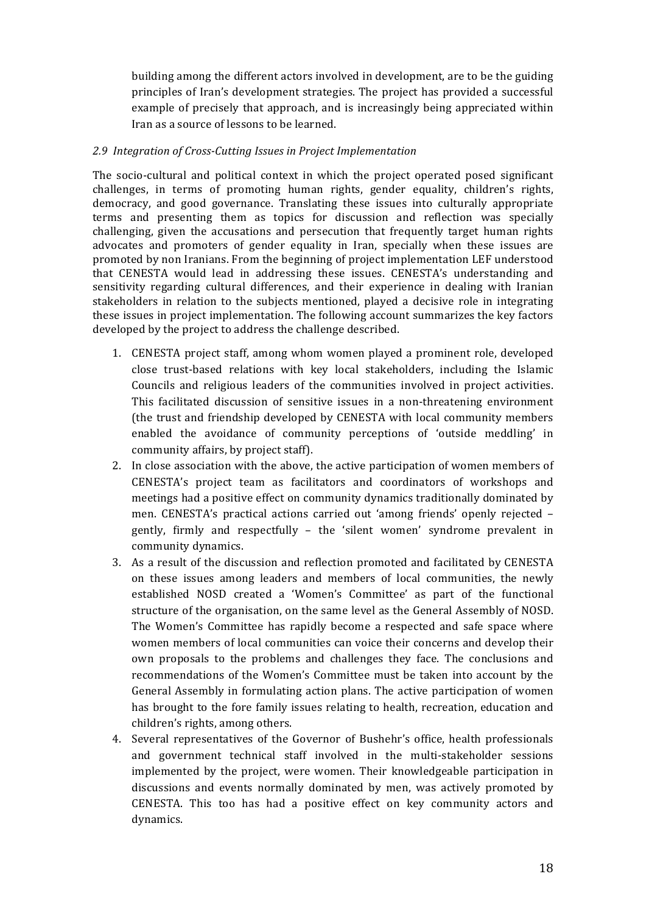building among the different actors involved in development, are to be the guiding principles of Iran's development strategies. The project has provided a successful example of precisely that approach, and is increasingly being appreciated within Iran as a source of lessons to be learned.

*2.9 Integration of Cross-Cutting Issues in Project Implementation*

The socio-cultural and political context in which the project operated posed significant challenges, in terms of promoting human rights, gender equality, children's rights, democracy, and good governance. Translating these issues into culturally appropriate terms and presenting them as topics for discussion and reflection was specially challenging, given the accusations and persecution that frequently target human rights advocates and promoters of gender equality in Iran, specially when these issues are promoted by non Iranians. From the beginning of project implementation LEF understood that CENESTA would lead in addressing these issues. CENESTA's understanding and sensitivity regarding cultural differences, and their experience in dealing with Iranian stakeholders in relation to the subjects mentioned, played a decisive role in integrating these issues in project implementation. The following account summarizes the key factors developed by the project to address the challenge described.

1. CENESTA project staff, among whom women played a prominent role, developed close trust-based relations with key local stakeholders, including the Islamic Councils and religious leaders of the communities involved in project activities. This facilitated discussion of sensitive issues in a non-threatening environment (the trust and friendship developed by CENESTA with local community members enabled the avoidance of community perceptions of 'outside meddling' in community affairs, by project staff).
2. In close association with the above, the active participation of women members of CENESTA's project team as facilitators and coordinators of workshops and meetings had a positive effect on community dynamics traditionally dominated by men. CENESTA's practical actions carried out 'among friends' openly rejected – gently, firmly and respectfully – the 'silent women' syndrome prevalent in community dynamics.
3. As a result of the discussion and reflection promoted and facilitated by CENESTA on these issues among leaders and members of local communities, the newly established NOSD created a 'Women's Committee' as part of the functional structure of the organisation, on the same level as the General Assembly of NOSD. The Women's Committee has rapidly become a respected and safe space where women members of local communities can voice their concerns and develop their own proposals to the problems and challenges they face. The conclusions and recommendations of the Women's Committee must be taken into account by the General Assembly in formulating action plans. The active participation of women has brought to the fore family issues relating to health, recreation, education and children's rights, among others.
4. Several representatives of the Governor of Bushehr's office, health professionals and government technical staff involved in the multi-stakeholder sessions implemented by the project, were women. Their knowledgeable participation in discussions and events normally dominated by men, was actively promoted by CENESTA. This too has had a positive effect on key community actors and dynamics.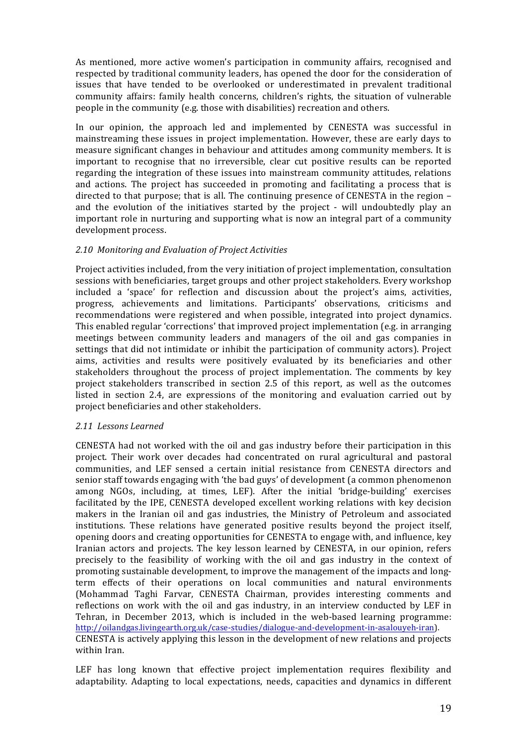As mentioned, more active women's participation in community affairs, recognised and respected by traditional community leaders, has opened the door for the consideration of issues that have tended to be overlooked or underestimated in prevalent traditional community affairs: family health concerns, children's rights, the situation of vulnerable people in the community (e.g. those with disabilities) recreation and others.

In our opinion, the approach led and implemented by CENESTA was successful in mainstreaming these issues in project implementation. However, these are early days to measure significant changes in behaviour and attitudes among community members. It is important to recognise that no irreversible, clear cut positive results can be reported regarding the integration of these issues into mainstream community attitudes, relations and actions. The project has succeeded in promoting and facilitating a process that is directed to that purpose; that is all. The continuing presence of CENESTA in the region – and the evolution of the initiatives started by the project - will undoubtedly play an important role in nurturing and supporting what is now an integral part of a community development process.

### *2.10 Monitoring and Evaluation of Project Activities*

Project activities included, from the very initiation of project implementation, consultation sessions with beneficiaries, target groups and other project stakeholders. Every workshop included a 'space' for reflection and discussion about the project's aims, activities, progress, achievements and limitations. Participants' observations, criticisms and recommendations were registered and when possible, integrated into project dynamics. This enabled regular 'corrections' that improved project implementation (e.g. in arranging meetings between community leaders and managers of the oil and gas companies in settings that did not intimidate or inhibit the participation of community actors). Project aims, activities and results were positively evaluated by its beneficiaries and other stakeholders throughout the process of project implementation. The comments by key project stakeholders transcribed in section 2.5 of this report, as well as the outcomes listed in section 2.4, are expressions of the monitoring and evaluation carried out by project beneficiaries and other stakeholders.

### *2.11 Lessons Learned*

CENESTA had not worked with the oil and gas industry before their participation in this project. Their work over decades had concentrated on rural agricultural and pastoral communities, and LEF sensed a certain initial resistance from CENESTA directors and senior staff towards engaging with 'the bad guys' of development (a common phenomenon among NGOs, including, at times, LEF). After the initial 'bridge-building' exercises facilitated by the IPE, CENESTA developed excellent working relations with key decision makers in the Iranian oil and gas industries, the Ministry of Petroleum and associated institutions. These relations have generated positive results beyond the project itself, opening doors and creating opportunities for CENESTA to engage with, and influence, key Iranian actors and projects. The key lesson learned by CENESTA, in our opinion, refers precisely to the feasibility of working with the oil and gas industry in the context of promoting sustainable development, to improve the management of the impacts and long-term effects of their operations on local communities and natural environments (Mohammad Taghi Farvar, CENESTA Chairman, provides interesting comments and reflections on work with the oil and gas industry, in an interview conducted by LEF in Tehran, in December 2013, which is included in the web-based learning programme: http://oilandgas.livingearth.org.uk/case-studies/dialogue-and-development-in-asalouyeh-iran). CENESTA is actively applying this lesson in the development of new relations and projects within Iran.

LEF has long known that effective project implementation requires flexibility and adaptability. Adapting to local expectations, needs, capacities and dynamics in different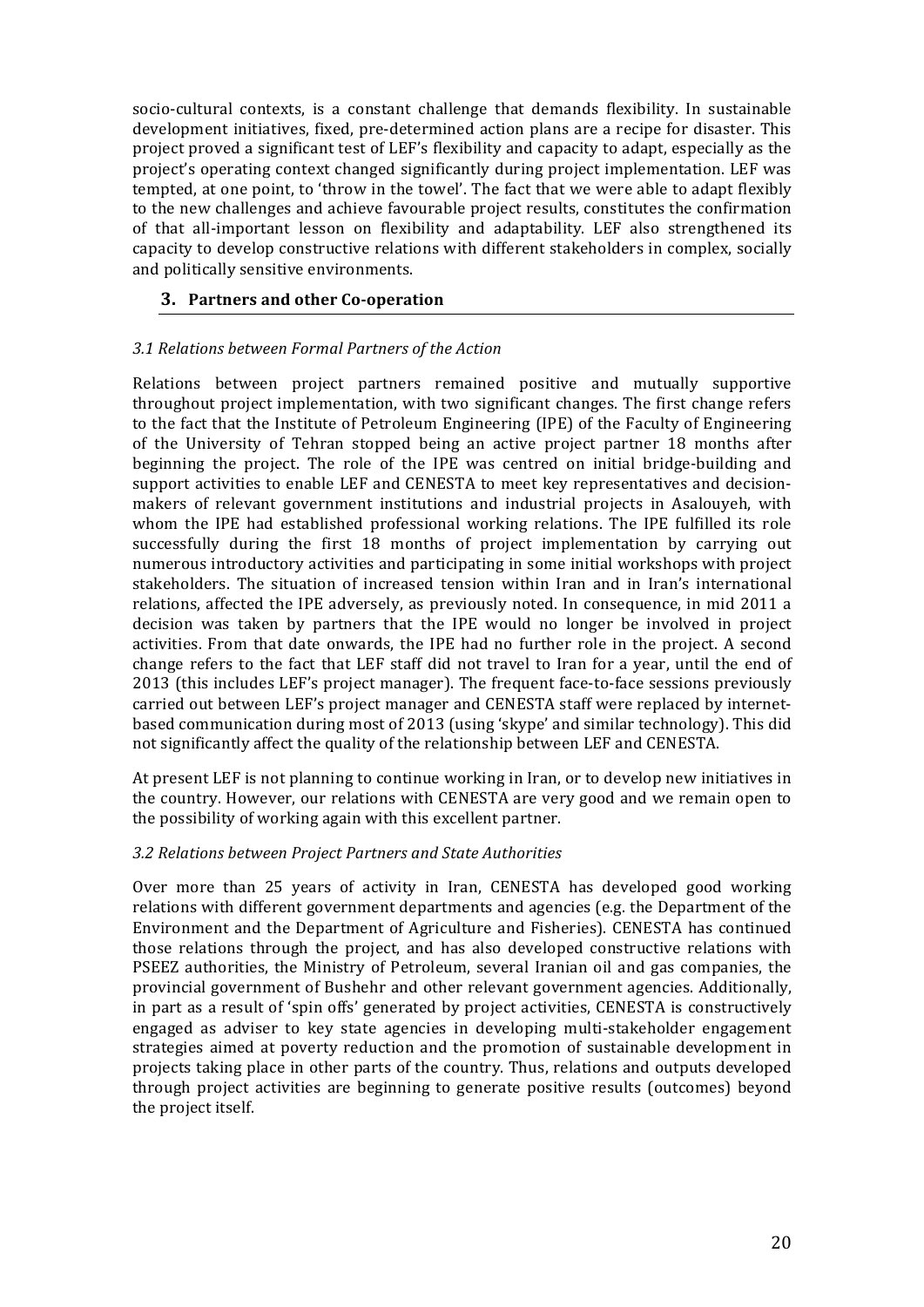socio-cultural contexts, is a constant challenge that demands flexibility. In sustainable development initiatives, fixed, pre-determined action plans are a recipe for disaster. This project proved a significant test of LEF's flexibility and capacity to adapt, especially as the project's operating context changed significantly during project implementation. LEF was tempted, at one point, to 'throw in the towel'. The fact that we were able to adapt flexibly to the new challenges and achieve favourable project results, constitutes the confirmation of that all-important lesson on flexibility and adaptability. LEF also strengthened its capacity to develop constructive relations with different stakeholders in complex, socially and politically sensitive environments.

## 3. Partners and other Co-operation

### *3.1 Relations between Formal Partners of the Action*

Relations between project partners remained positive and mutually supportive throughout project implementation, with two significant changes. The first change refers to the fact that the Institute of Petroleum Engineering (IPE) of the Faculty of Engineering of the University of Tehran stopped being an active project partner 18 months after beginning the project. The role of the IPE was centred on initial bridge-building and support activities to enable LEF and CENESTA to meet key representatives and decision-makers of relevant government institutions and industrial projects in Asalouyeh, with whom the IPE had established professional working relations. The IPE fulfilled its role successfully during the first 18 months of project implementation by carrying out numerous introductory activities and participating in some initial workshops with project stakeholders. The situation of increased tension within Iran and in Iran's international relations, affected the IPE adversely, as previously noted. In consequence, in mid 2011 a decision was taken by partners that the IPE would no longer be involved in project activities. From that date onwards, the IPE had no further role in the project. A second change refers to the fact that LEF staff did not travel to Iran for a year, until the end of 2013 (this includes LEF's project manager). The frequent face-to-face sessions previously carried out between LEF's project manager and CENESTA staff were replaced by internet-based communication during most of 2013 (using 'skype' and similar technology). This did not significantly affect the quality of the relationship between LEF and CENESTA.

At present LEF is not planning to continue working in Iran, or to develop new initiatives in the country. However, our relations with CENESTA are very good and we remain open to the possibility of working again with this excellent partner.

### *3.2 Relations between Project Partners and State Authorities*

Over more than 25 years of activity in Iran, CENESTA has developed good working relations with different government departments and agencies (e.g. the Department of the Environment and the Department of Agriculture and Fisheries). CENESTA has continued those relations through the project, and has also developed constructive relations with PSEEZ authorities, the Ministry of Petroleum, several Iranian oil and gas companies, the provincial government of Bushehr and other relevant government agencies. Additionally, in part as a result of 'spin offs' generated by project activities, CENESTA is constructively engaged as adviser to key state agencies in developing multi-stakeholder engagement strategies aimed at poverty reduction and the promotion of sustainable development in projects taking place in other parts of the country. Thus, relations and outputs developed through project activities are beginning to generate positive results (outcomes) beyond the project itself.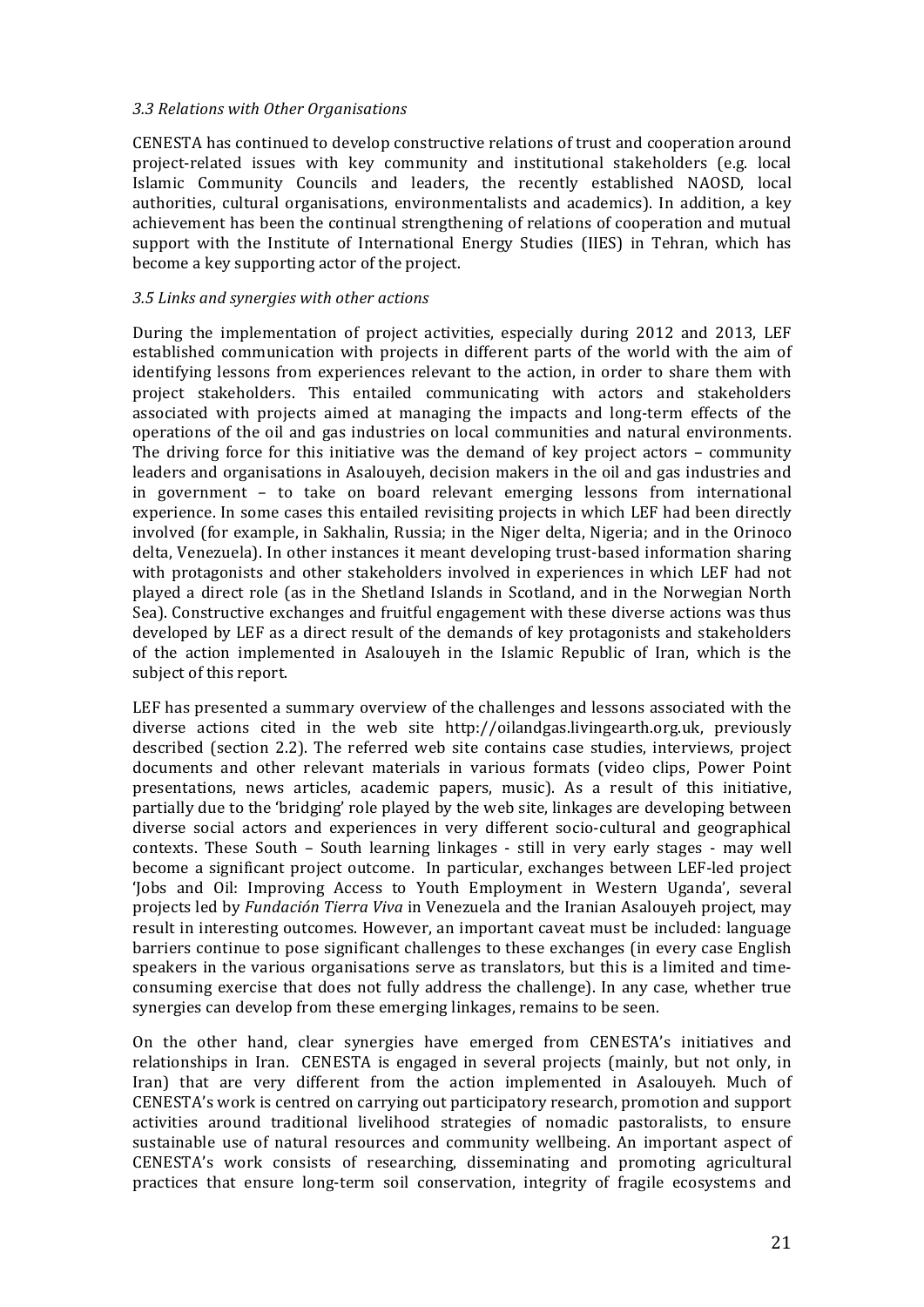### *3.3 Relations with Other Organisations*

CENESTA has continued to develop constructive relations of trust and cooperation around project-related issues with key community and institutional stakeholders (e.g. local Islamic Community Councils and leaders, the recently established NAOSD, local authorities, cultural organisations, environmentalists and academics). In addition, a key achievement has been the continual strengthening of relations of cooperation and mutual support with the Institute of International Energy Studies (IIES) in Tehran, which has become a key supporting actor of the project.

### *3.5 Links and synergies with other actions*

During the implementation of project activities, especially during 2012 and 2013, LEF established communication with projects in different parts of the world with the aim of identifying lessons from experiences relevant to the action, in order to share them with project stakeholders. This entailed communicating with actors and stakeholders associated with projects aimed at managing the impacts and long-term effects of the operations of the oil and gas industries on local communities and natural environments. The driving force for this initiative was the demand of key project actors – community leaders and organisations in Asalouyeh, decision makers in the oil and gas industries and in government – to take on board relevant emerging lessons from international experience. In some cases this entailed revisiting projects in which LEF had been directly involved (for example, in Sakhalin, Russia; in the Niger delta, Nigeria; and in the Orinoco delta, Venezuela). In other instances it meant developing trust-based information sharing with protagonists and other stakeholders involved in experiences in which LEF had not played a direct role (as in the Shetland Islands in Scotland, and in the Norwegian North Sea). Constructive exchanges and fruitful engagement with these diverse actions was thus developed by LEF as a direct result of the demands of key protagonists and stakeholders of the action implemented in Asalouyeh in the Islamic Republic of Iran, which is the subject of this report.

LEF has presented a summary overview of the challenges and lessons associated with the diverse actions cited in the web site http://oilandgas.livingearth.org.uk, previously described (section 2.2). The referred web site contains case studies, interviews, project documents and other relevant materials in various formats (video clips, Power Point presentations, news articles, academic papers, music). As a result of this initiative, partially due to the 'bridging' role played by the web site, linkages are developing between diverse social actors and experiences in very different socio-cultural and geographical contexts. These South – South learning linkages - still in very early stages - may well become a significant project outcome. In particular, exchanges between LEF-led project 'Jobs and Oil: Improving Access to Youth Employment in Western Uganda', several projects led by *Fundación Tierra Viva* in Venezuela and the Iranian Asalouyeh project, may result in interesting outcomes. However, an important caveat must be included: language barriers continue to pose significant challenges to these exchanges (in every case English speakers in the various organisations serve as translators, but this is a limited and time-consuming exercise that does not fully address the challenge). In any case, whether true synergies can develop from these emerging linkages, remains to be seen.

On the other hand, clear synergies have emerged from CENESTA's initiatives and relationships in Iran. CENESTA is engaged in several projects (mainly, but not only, in Iran) that are very different from the action implemented in Asalouyeh. Much of CENESTA's work is centred on carrying out participatory research, promotion and support activities around traditional livelihood strategies of nomadic pastoralists, to ensure sustainable use of natural resources and community wellbeing. An important aspect of CENESTA's work consists of researching, disseminating and promoting agricultural practices that ensure long-term soil conservation, integrity of fragile ecosystems and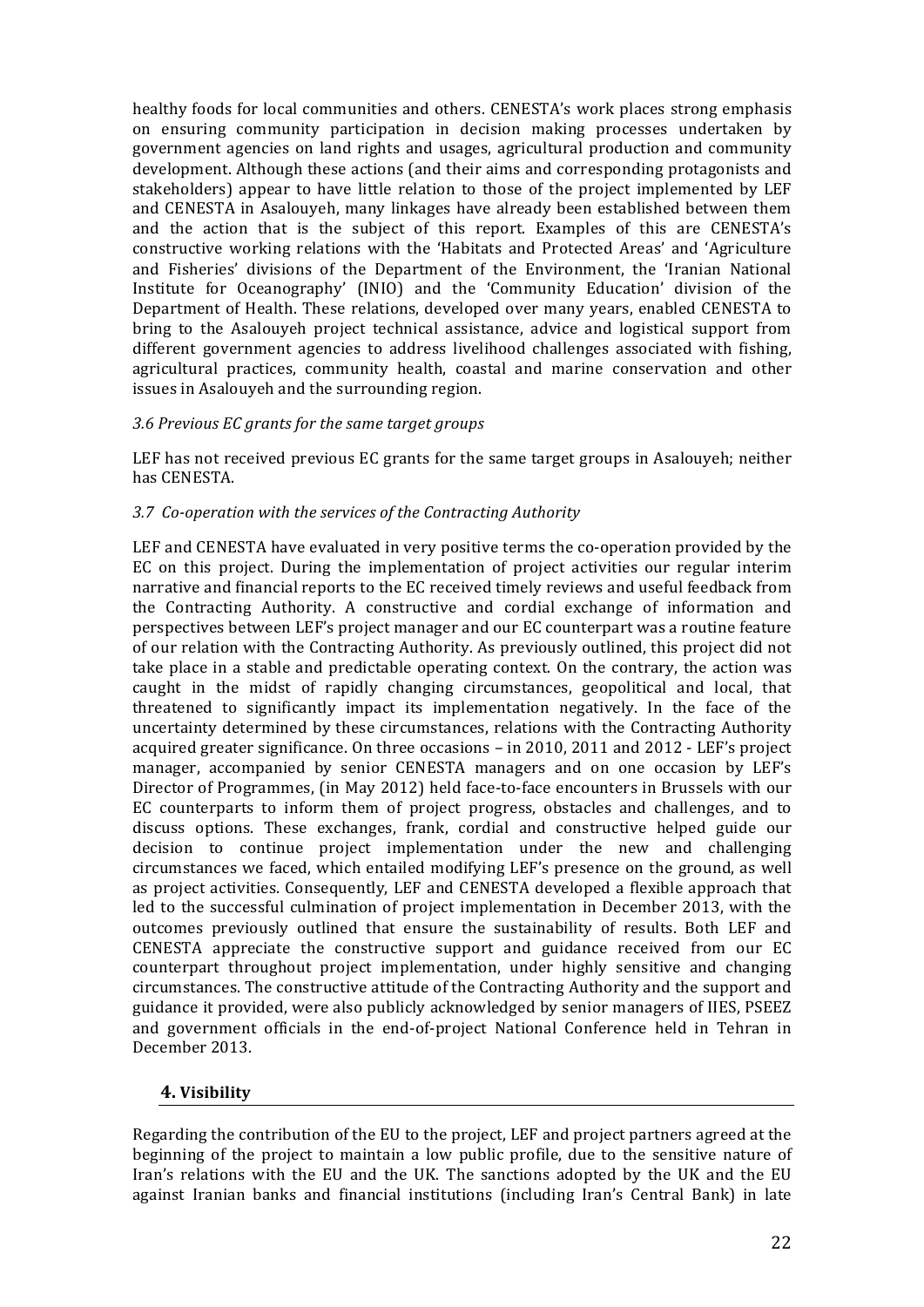healthy foods for local communities and others. CENESTA's work places strong emphasis on ensuring community participation in decision making processes undertaken by government agencies on land rights and usages, agricultural production and community development. Although these actions (and their aims and corresponding protagonists and stakeholders) appear to have little relation to those of the project implemented by LEF and CENESTA in Asalouyeh, many linkages have already been established between them and the action that is the subject of this report. Examples of this are CENESTA's constructive working relations with the 'Habitats and Protected Areas' and 'Agriculture and Fisheries' divisions of the Department of the Environment, the 'Iranian National Institute for Oceanography' (INIO) and the 'Community Education' division of the Department of Health. These relations, developed over many years, enabled CENESTA to bring to the Asalouyeh project technical assistance, advice and logistical support from different government agencies to address livelihood challenges associated with fishing, agricultural practices, community health, coastal and marine conservation and other issues in Asalouyeh and the surrounding region.

*3.6 Previous EC grants for the same target groups*

LEF has not received previous EC grants for the same target groups in Asalouyeh; neither has CENESTA.

*3.7 Co-operation with the services of the Contracting Authority*

LEF and CENESTA have evaluated in very positive terms the co-operation provided by the EC on this project. During the implementation of project activities our regular interim narrative and financial reports to the EC received timely reviews and useful feedback from the Contracting Authority. A constructive and cordial exchange of information and perspectives between LEF's project manager and our EC counterpart was a routine feature of our relation with the Contracting Authority. As previously outlined, this project did not take place in a stable and predictable operating context. On the contrary, the action was caught in the midst of rapidly changing circumstances, geopolitical and local, that threatened to significantly impact its implementation negatively. In the face of the uncertainty determined by these circumstances, relations with the Contracting Authority acquired greater significance. On three occasions – in 2010, 2011 and 2012 - LEF's project manager, accompanied by senior CENESTA managers and on one occasion by LEF's Director of Programmes, (in May 2012) held face-to-face encounters in Brussels with our EC counterparts to inform them of project progress, obstacles and challenges, and to discuss options. These exchanges, frank, cordial and constructive helped guide our decision to continue project implementation under the new and challenging circumstances we faced, which entailed modifying LEF's presence on the ground, as well as project activities. Consequently, LEF and CENESTA developed a flexible approach that led to the successful culmination of project implementation in December 2013, with the outcomes previously outlined that ensure the sustainability of results. Both LEF and CENESTA appreciate the constructive support and guidance received from our EC counterpart throughout project implementation, under highly sensitive and changing circumstances. The constructive attitude of the Contracting Authority and the support and guidance it provided, were also publicly acknowledged by senior managers of IIES, PSEEZ and government officials in the end-of-project National Conference held in Tehran in December 2013.

## 4. Visibility

Regarding the contribution of the EU to the project, LEF and project partners agreed at the beginning of the project to maintain a low public profile, due to the sensitive nature of Iran's relations with the EU and the UK. The sanctions adopted by the UK and the EU against Iranian banks and financial institutions (including Iran's Central Bank) in late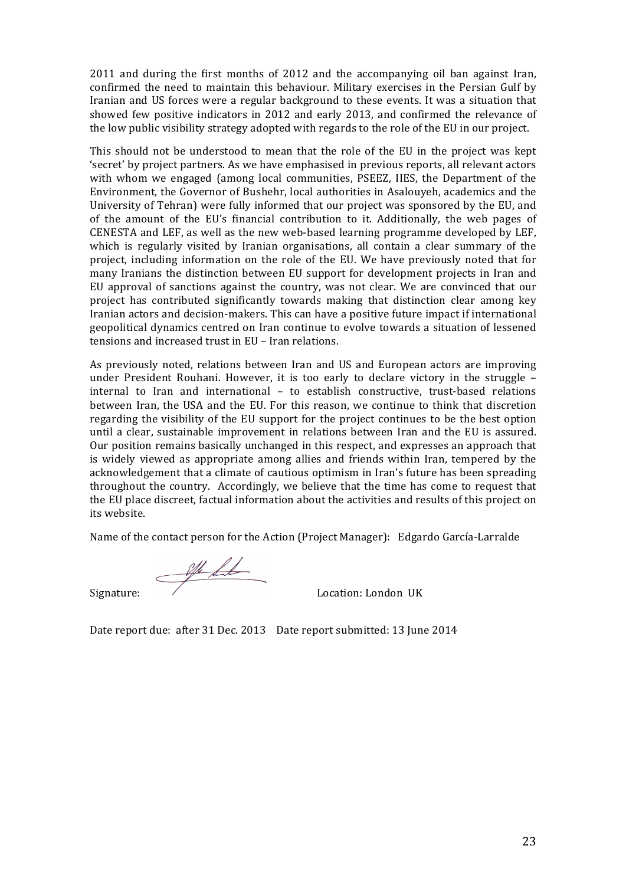2011 and during the first months of 2012 and the accompanying oil ban against Iran, confirmed the need to maintain this behaviour. Military exercises in the Persian Gulf by Iranian and US forces were a regular background to these events. It was a situation that showed few positive indicators in 2012 and early 2013, and confirmed the relevance of the low public visibility strategy adopted with regards to the role of the EU in our project.

This should not be understood to mean that the role of the EU in the project was kept 'secret' by project partners. As we have emphasised in previous reports, all relevant actors with whom we engaged (among local communities, PSEEZ, IIES, the Department of the Environment, the Governor of Bushehr, local authorities in Asalouyeh, academics and the University of Tehran) were fully informed that our project was sponsored by the EU, and of the amount of the EU's financial contribution to it. Additionally, the web pages of CENESTA and LEF, as well as the new web-based learning programme developed by LEF, which is regularly visited by Iranian organisations, all contain a clear summary of the project, including information on the role of the EU. We have previously noted that for many Iranians the distinction between EU support for development projects in Iran and EU approval of sanctions against the country, was not clear. We are convinced that our project has contributed significantly towards making that distinction clear among key Iranian actors and decision-makers. This can have a positive future impact if international geopolitical dynamics centred on Iran continue to evolve towards a situation of lessened tensions and increased trust in EU – Iran relations.

As previously noted, relations between Iran and US and European actors are improving under President Rouhani. However, it is too early to declare victory in the struggle – internal to Iran and international – to establish constructive, trust-based relations between Iran, the USA and the EU. For this reason, we continue to think that discretion regarding the visibility of the EU support for the project continues to be the best option until a clear, sustainable improvement in relations between Iran and the EU is assured. Our position remains basically unchanged in this respect, and expresses an approach that is widely viewed as appropriate among allies and friends within Iran, tempered by the acknowledgement that a climate of cautious optimism in Iran's future has been spreading throughout the country. Accordingly, we believe that the time has come to request that the EU place discreet, factual information about the activities and results of this project on its website.

Name of the contact person for the Action (Project Manager): Edgardo García-Larralde

Signature: Location: London UK

Date report due: after 31 Dec. 2013 Date report submitted: 13 June 2014